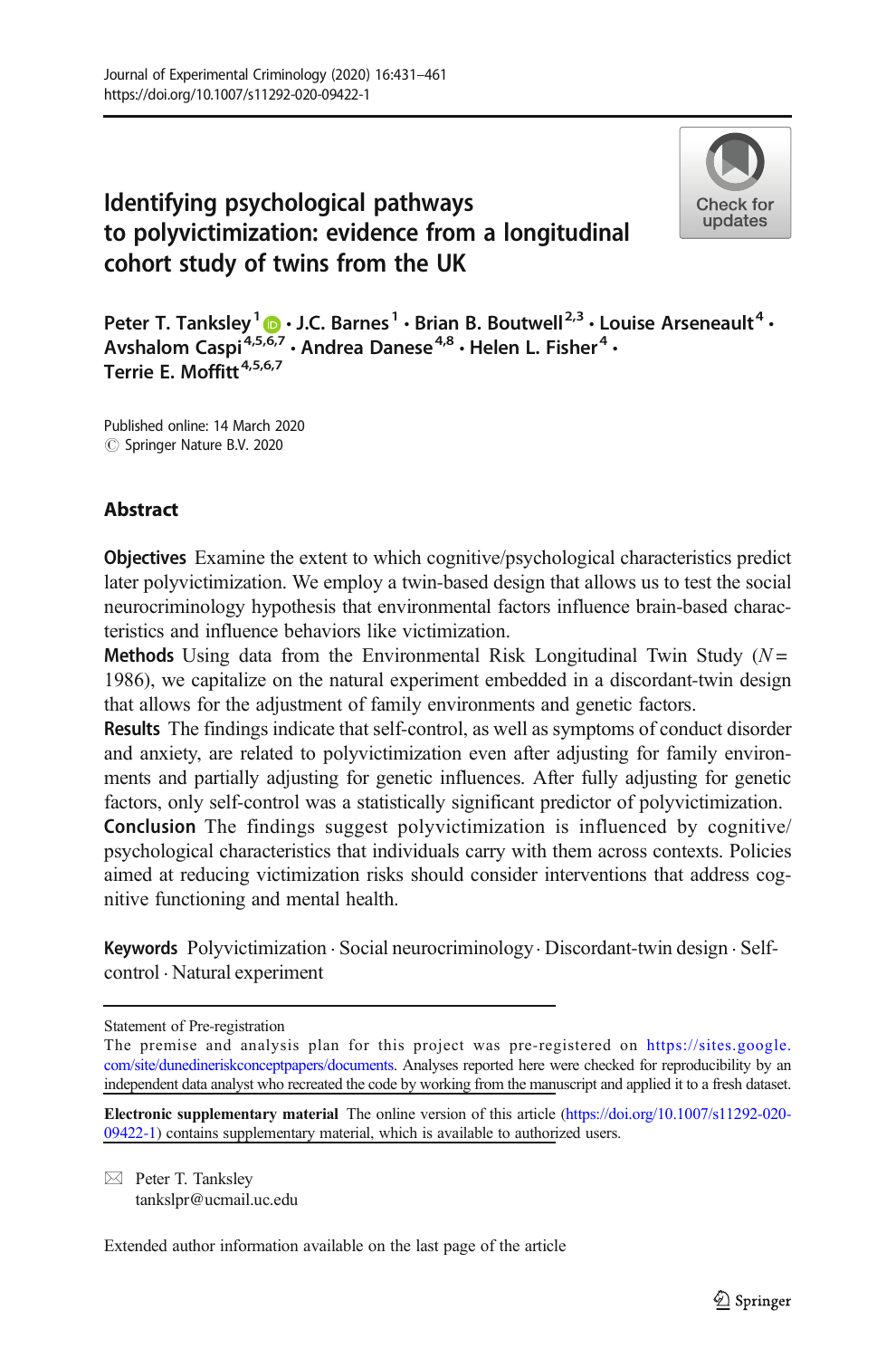# Identifying psychological pathways to polyvictimization: evidence from a longitudinal cohort study of twins from the UK

Peter T. Tanksley[1] · J.C. Barnes[1] · Brian B. Boutwell[2,3] · Louise Arseneault[4] · Avshalom Caspi[4,5,6,7] · Andrea Danese[4,8] · Helen L. Fisher[4] · Terrie E. Moffitt[4,5,6,7]

Published online: 14 March 2020
© Springer Nature B.V. 2020

## Abstract

**Objectives** Examine the extent to which cognitive/psychological characteristics predict later polyvictimization. We employ a twin-based design that allows us to test the social neurocriminology hypothesis that environmental factors influence brain-based characteristics and influence behaviors like victimization.

**Methods** Using data from the Environmental Risk Longitudinal Twin Study ($N = 1986$), we capitalize on the natural experiment embedded in a discordant-twin design that allows for the adjustment of family environments and genetic factors.

**Results** The findings indicate that self-control, as well as symptoms of conduct disorder and anxiety, are related to polyvictimization even after adjusting for family environments and partially adjusting for genetic influences. After fully adjusting for genetic factors, only self-control was a statistically significant predictor of polyvictimization.

**Conclusion** The findings suggest polyvictimization is influenced by cognitive/psychological characteristics that individuals carry with them across contexts. Policies aimed at reducing victimization risks should consider interventions that address cognitive functioning and mental health.

**Keywords** Polyvictimization · Social neurocriminology · Discordant-twin design · Self-control · Natural experiment

Statement of Pre-registration
The premise and analysis plan for this project was pre-registered on https://sites.google.com/site/dunedineriskconceptpapers/documents. Analyses reported here were checked for reproducibility by an independent data analyst who recreated the code by working from the manuscript and applied it to a fresh dataset.

**Electronic supplementary material** The online version of this article (https://doi.org/10.1007/s11292-020-09422-1) contains supplementary material, which is available to authorized users.

✉ Peter T. Tanksley
tankslpr@ucmail.uc.edu

Extended author information available on the last page of the article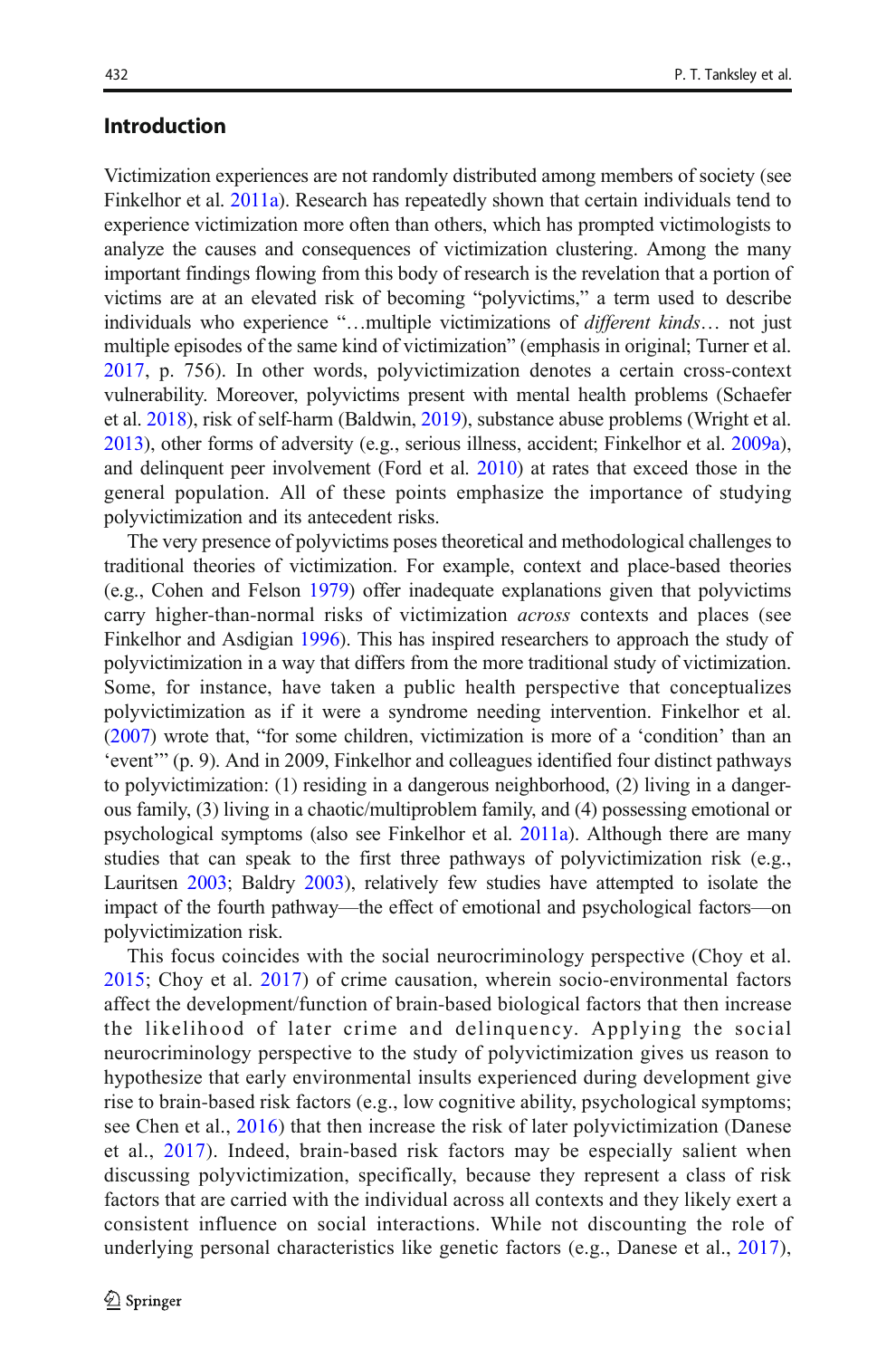## Introduction

Victimization experiences are not randomly distributed among members of society (see Finkelhor et al. 2011a). Research has repeatedly shown that certain individuals tend to experience victimization more often than others, which has prompted victimologists to analyze the causes and consequences of victimization clustering. Among the many important findings flowing from this body of research is the revelation that a portion of victims are at an elevated risk of becoming "polyvictims," a term used to describe individuals who experience "…multiple victimizations of *different kinds*… not just multiple episodes of the same kind of victimization" (emphasis in original; Turner et al. 2017, p. 756). In other words, polyvictimization denotes a certain cross-context vulnerability. Moreover, polyvictims present with mental health problems (Schaefer et al. 2018), risk of self-harm (Baldwin, 2019), substance abuse problems (Wright et al. 2013), other forms of adversity (e.g., serious illness, accident; Finkelhor et al. 2009a), and delinquent peer involvement (Ford et al. 2010) at rates that exceed those in the general population. All of these points emphasize the importance of studying polyvictimization and its antecedent risks.

The very presence of polyvictims poses theoretical and methodological challenges to traditional theories of victimization. For example, context and place-based theories (e.g., Cohen and Felson 1979) offer inadequate explanations given that polyvictims carry higher-than-normal risks of victimization *across* contexts and places (see Finkelhor and Asdigian 1996). This has inspired researchers to approach the study of polyvictimization in a way that differs from the more traditional study of victimization. Some, for instance, have taken a public health perspective that conceptualizes polyvictimization as if it were a syndrome needing intervention. Finkelhor et al. (2007) wrote that, "for some children, victimization is more of a 'condition' than an 'event'" (p. 9). And in 2009, Finkelhor and colleagues identified four distinct pathways to polyvictimization: (1) residing in a dangerous neighborhood, (2) living in a dangerous family, (3) living in a chaotic/multiproblem family, and (4) possessing emotional or psychological symptoms (also see Finkelhor et al. 2011a). Although there are many studies that can speak to the first three pathways of polyvictimization risk (e.g., Lauritsen 2003; Baldry 2003), relatively few studies have attempted to isolate the impact of the fourth pathway—the effect of emotional and psychological factors—on polyvictimization risk.

This focus coincides with the social neurocriminology perspective (Choy et al. 2015; Choy et al. 2017) of crime causation, wherein socio-environmental factors affect the development/function of brain-based biological factors that then increase the likelihood of later crime and delinquency. Applying the social neurocriminology perspective to the study of polyvictimization gives us reason to hypothesize that early environmental insults experienced during development give rise to brain-based risk factors (e.g., low cognitive ability, psychological symptoms; see Chen et al., 2016) that then increase the risk of later polyvictimization (Danese et al., 2017). Indeed, brain-based risk factors may be especially salient when discussing polyvictimization, specifically, because they represent a class of risk factors that are carried with the individual across all contexts and they likely exert a consistent influence on social interactions. While not discounting the role of underlying personal characteristics like genetic factors (e.g., Danese et al., 2017),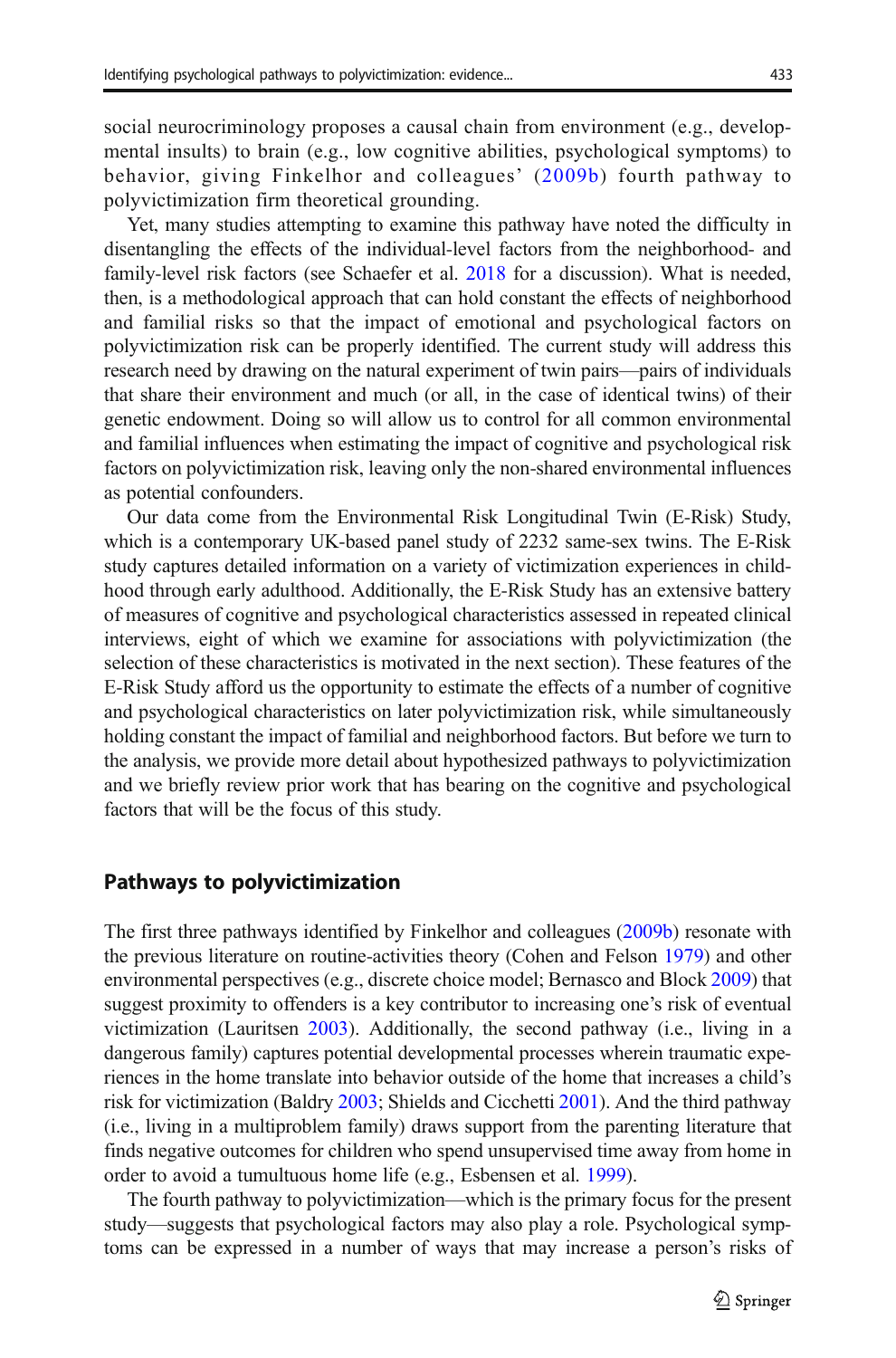social neurocriminology proposes a causal chain from environment (e.g., developmental insults) to brain (e.g., low cognitive abilities, psychological symptoms) to behavior, giving Finkelhor and colleagues' (2009b) fourth pathway to polyvictimization firm theoretical grounding.

Yet, many studies attempting to examine this pathway have noted the difficulty in disentangling the effects of the individual-level factors from the neighborhood- and family-level risk factors (see Schaefer et al. 2018 for a discussion). What is needed, then, is a methodological approach that can hold constant the effects of neighborhood and familial risks so that the impact of emotional and psychological factors on polyvictimization risk can be properly identified. The current study will address this research need by drawing on the natural experiment of twin pairs—pairs of individuals that share their environment and much (or all, in the case of identical twins) of their genetic endowment. Doing so will allow us to control for all common environmental and familial influences when estimating the impact of cognitive and psychological risk factors on polyvictimization risk, leaving only the non-shared environmental influences as potential confounders.

Our data come from the Environmental Risk Longitudinal Twin (E-Risk) Study, which is a contemporary UK-based panel study of 2232 same-sex twins. The E-Risk study captures detailed information on a variety of victimization experiences in childhood through early adulthood. Additionally, the E-Risk Study has an extensive battery of measures of cognitive and psychological characteristics assessed in repeated clinical interviews, eight of which we examine for associations with polyvictimization (the selection of these characteristics is motivated in the next section). These features of the E-Risk Study afford us the opportunity to estimate the effects of a number of cognitive and psychological characteristics on later polyvictimization risk, while simultaneously holding constant the impact of familial and neighborhood factors. But before we turn to the analysis, we provide more detail about hypothesized pathways to polyvictimization and we briefly review prior work that has bearing on the cognitive and psychological factors that will be the focus of this study.

## Pathways to polyvictimization

The first three pathways identified by Finkelhor and colleagues (2009b) resonate with the previous literature on routine-activities theory (Cohen and Felson 1979) and other environmental perspectives (e.g., discrete choice model; Bernasco and Block 2009) that suggest proximity to offenders is a key contributor to increasing one's risk of eventual victimization (Lauritsen 2003). Additionally, the second pathway (i.e., living in a dangerous family) captures potential developmental processes wherein traumatic experiences in the home translate into behavior outside of the home that increases a child's risk for victimization (Baldry 2003; Shields and Cicchetti 2001). And the third pathway (i.e., living in a multiproblem family) draws support from the parenting literature that finds negative outcomes for children who spend unsupervised time away from home in order to avoid a tumultuous home life (e.g., Esbensen et al. 1999).

The fourth pathway to polyvictimization—which is the primary focus for the present study—suggests that psychological factors may also play a role. Psychological symptoms can be expressed in a number of ways that may increase a person's risks of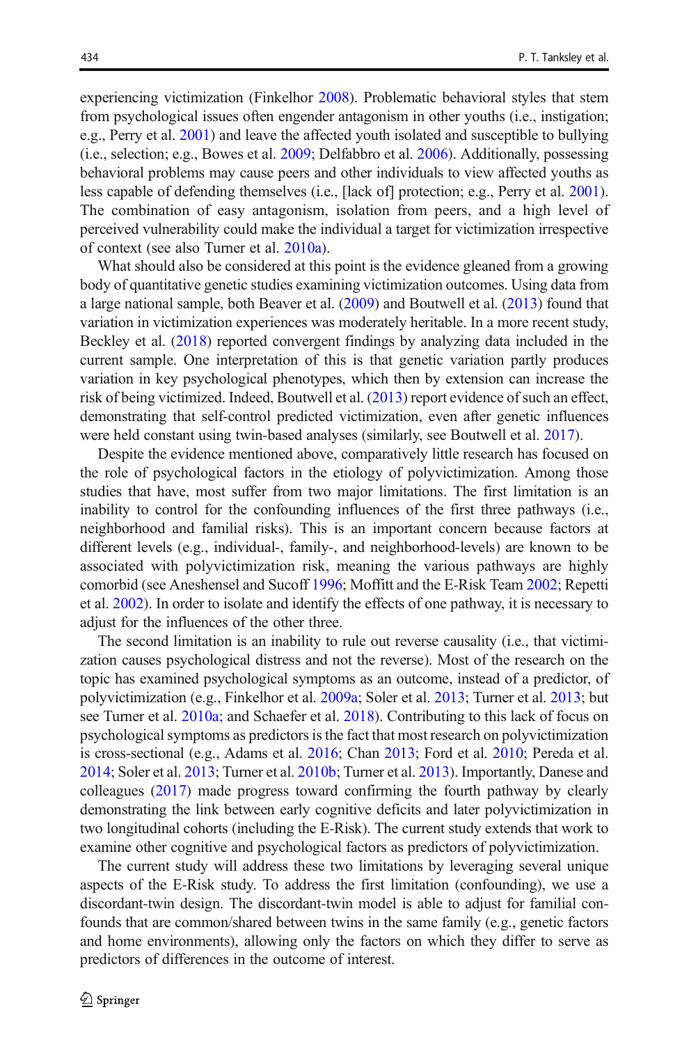experiencing victimization (Finkelhor 2008). Problematic behavioral styles that stem from psychological issues often engender antagonism in other youths (i.e., instigation; e.g., Perry et al. 2001) and leave the affected youth isolated and susceptible to bullying (i.e., selection; e.g., Bowes et al. 2009; Delfabbro et al. 2006). Additionally, possessing behavioral problems may cause peers and other individuals to view affected youths as less capable of defending themselves (i.e., [lack of] protection; e.g., Perry et al. 2001). The combination of easy antagonism, isolation from peers, and a high level of perceived vulnerability could make the individual a target for victimization irrespective of context (see also Turner et al. 2010a).

What should also be considered at this point is the evidence gleaned from a growing body of quantitative genetic studies examining victimization outcomes. Using data from a large national sample, both Beaver et al. (2009) and Boutwell et al. (2013) found that variation in victimization experiences was moderately heritable. In a more recent study, Beckley et al. (2018) reported convergent findings by analyzing data included in the current sample. One interpretation of this is that genetic variation partly produces variation in key psychological phenotypes, which then by extension can increase the risk of being victimized. Indeed, Boutwell et al. (2013) report evidence of such an effect, demonstrating that self-control predicted victimization, even after genetic influences were held constant using twin-based analyses (similarly, see Boutwell et al. 2017).

Despite the evidence mentioned above, comparatively little research has focused on the role of psychological factors in the etiology of polyvictimization. Among those studies that have, most suffer from two major limitations. The first limitation is an inability to control for the confounding influences of the first three pathways (i.e., neighborhood and familial risks). This is an important concern because factors at different levels (e.g., individual-, family-, and neighborhood-levels) are known to be associated with polyvictimization risk, meaning the various pathways are highly comorbid (see Aneshensel and Sucoff 1996; Moffitt and the E-Risk Team 2002; Repetti et al. 2002). In order to isolate and identify the effects of one pathway, it is necessary to adjust for the influences of the other three.

The second limitation is an inability to rule out reverse causality (i.e., that victimization causes psychological distress and not the reverse). Most of the research on the topic has examined psychological symptoms as an outcome, instead of a predictor, of polyvictimization (e.g., Finkelhor et al. 2009a; Soler et al. 2013; Turner et al. 2013; but see Turner et al. 2010a; and Schaefer et al. 2018). Contributing to this lack of focus on psychological symptoms as predictors is the fact that most research on polyvictimization is cross-sectional (e.g., Adams et al. 2016; Chan 2013; Ford et al. 2010; Pereda et al. 2014; Soler et al. 2013; Turner et al. 2010b; Turner et al. 2013). Importantly, Danese and colleagues (2017) made progress toward confirming the fourth pathway by clearly demonstrating the link between early cognitive deficits and later polyvictimization in two longitudinal cohorts (including the E-Risk). The current study extends that work to examine other cognitive and psychological factors as predictors of polyvictimization.

The current study will address these two limitations by leveraging several unique aspects of the E-Risk study. To address the first limitation (confounding), we use a discordant-twin design. The discordant-twin model is able to adjust for familial confounds that are common/shared between twins in the same family (e.g., genetic factors and home environments), allowing only the factors on which they differ to serve as predictors of differences in the outcome of interest.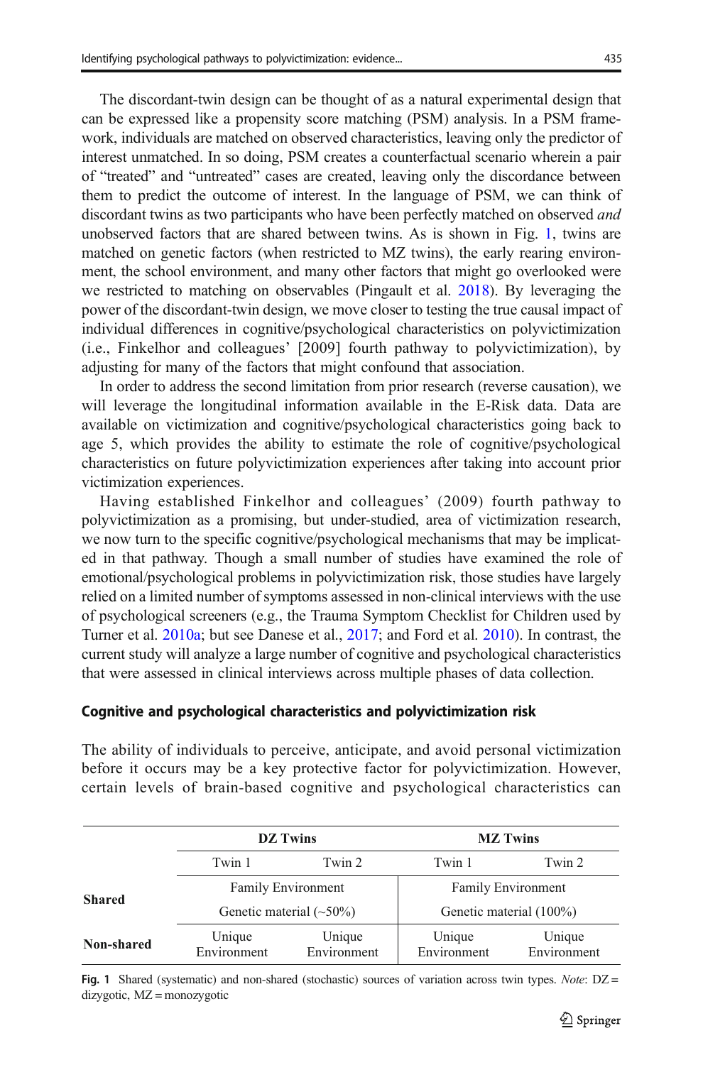The discordant-twin design can be thought of as a natural experimental design that can be expressed like a propensity score matching (PSM) analysis. In a PSM framework, individuals are matched on observed characteristics, leaving only the predictor of interest unmatched. In so doing, PSM creates a counterfactual scenario wherein a pair of "treated" and "untreated" cases are created, leaving only the discordance between them to predict the outcome of interest. In the language of PSM, we can think of discordant twins as two participants who have been perfectly matched on observed *and* unobserved factors that are shared between twins. As is shown in Fig. 1, twins are matched on genetic factors (when restricted to MZ twins), the early rearing environment, the school environment, and many other factors that might go overlooked were we restricted to matching on observables (Pingault et al. 2018). By leveraging the power of the discordant-twin design, we move closer to testing the true causal impact of individual differences in cognitive/psychological characteristics on polyvictimization (i.e., Finkelhor and colleagues' [2009] fourth pathway to polyvictimization), by adjusting for many of the factors that might confound that association.

In order to address the second limitation from prior research (reverse causation), we will leverage the longitudinal information available in the E-Risk data. Data are available on victimization and cognitive/psychological characteristics going back to age 5, which provides the ability to estimate the role of cognitive/psychological characteristics on future polyvictimization experiences after taking into account prior victimization experiences.

Having established Finkelhor and colleagues' (2009) fourth pathway to polyvictimization as a promising, but under-studied, area of victimization research, we now turn to the specific cognitive/psychological mechanisms that may be implicated in that pathway. Though a small number of studies have examined the role of emotional/psychological problems in polyvictimization risk, those studies have largely relied on a limited number of symptoms assessed in non-clinical interviews with the use of psychological screeners (e.g., the Trauma Symptom Checklist for Children used by Turner et al. 2010a; but see Danese et al., 2017; and Ford et al. 2010). In contrast, the current study will analyze a large number of cognitive and psychological characteristics that were assessed in clinical interviews across multiple phases of data collection.

### Cognitive and psychological characteristics and polyvictimization risk

The ability of individuals to perceive, anticipate, and avoid personal victimization before it occurs may be a key protective factor for polyvictimization. However, certain levels of brain-based cognitive and psychological characteristics can

| | DZ Twins | | MZ Twins | |
|---|---|---|---|---|
| | Twin 1 | Twin 2 | Twin 1 | Twin 2 |
| **Shared** | Family Environment | | Family Environment | |
| | Genetic material (~50%) | | Genetic material (100%) | |
| **Non-shared** | Unique Environment | Unique Environment | Unique Environment | Unique Environment |

**Fig. 1** Shared (systematic) and non-shared (stochastic) sources of variation across twin types. *Note*: DZ = dizygotic, MZ = monozygotic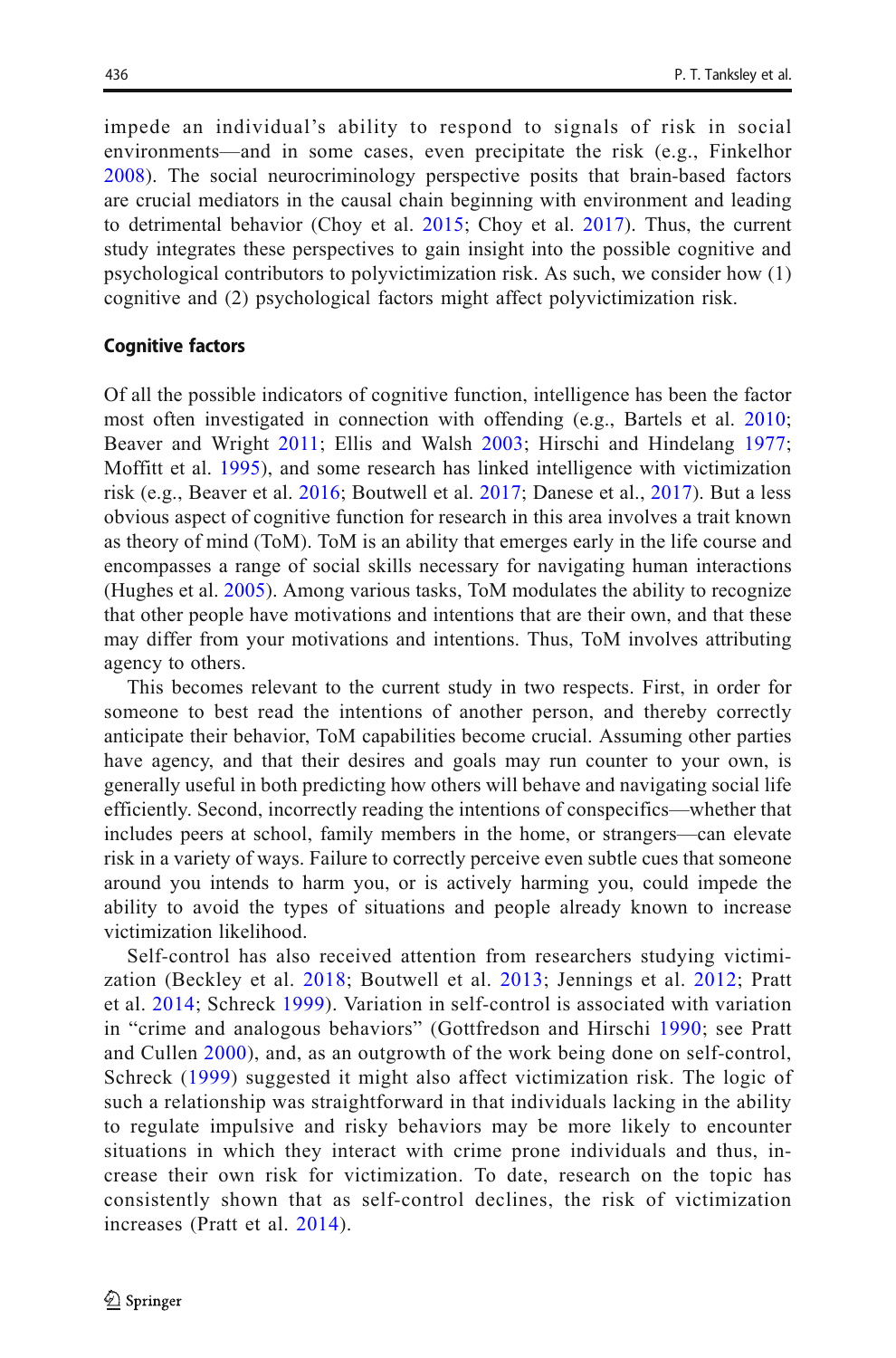impede an individual's ability to respond to signals of risk in social environments—and in some cases, even precipitate the risk (e.g., Finkelhor 2008). The social neurocriminology perspective posits that brain-based factors are crucial mediators in the causal chain beginning with environment and leading to detrimental behavior (Choy et al. 2015; Choy et al. 2017). Thus, the current study integrates these perspectives to gain insight into the possible cognitive and psychological contributors to polyvictimization risk. As such, we consider how (1) cognitive and (2) psychological factors might affect polyvictimization risk.

### Cognitive factors

Of all the possible indicators of cognitive function, intelligence has been the factor most often investigated in connection with offending (e.g., Bartels et al. 2010; Beaver and Wright 2011; Ellis and Walsh 2003; Hirschi and Hindelang 1977; Moffitt et al. 1995), and some research has linked intelligence with victimization risk (e.g., Beaver et al. 2016; Boutwell et al. 2017; Danese et al., 2017). But a less obvious aspect of cognitive function for research in this area involves a trait known as theory of mind (ToM). ToM is an ability that emerges early in the life course and encompasses a range of social skills necessary for navigating human interactions (Hughes et al. 2005). Among various tasks, ToM modulates the ability to recognize that other people have motivations and intentions that are their own, and that these may differ from your motivations and intentions. Thus, ToM involves attributing agency to others.

This becomes relevant to the current study in two respects. First, in order for someone to best read the intentions of another person, and thereby correctly anticipate their behavior, ToM capabilities become crucial. Assuming other parties have agency, and that their desires and goals may run counter to your own, is generally useful in both predicting how others will behave and navigating social life efficiently. Second, incorrectly reading the intentions of conspecifics—whether that includes peers at school, family members in the home, or strangers—can elevate risk in a variety of ways. Failure to correctly perceive even subtle cues that someone around you intends to harm you, or is actively harming you, could impede the ability to avoid the types of situations and people already known to increase victimization likelihood.

Self-control has also received attention from researchers studying victimization (Beckley et al. 2018; Boutwell et al. 2013; Jennings et al. 2012; Pratt et al. 2014; Schreck 1999). Variation in self-control is associated with variation in "crime and analogous behaviors" (Gottfredson and Hirschi 1990; see Pratt and Cullen 2000), and, as an outgrowth of the work being done on self-control, Schreck (1999) suggested it might also affect victimization risk. The logic of such a relationship was straightforward in that individuals lacking in the ability to regulate impulsive and risky behaviors may be more likely to encounter situations in which they interact with crime prone individuals and thus, increase their own risk for victimization. To date, research on the topic has consistently shown that as self-control declines, the risk of victimization increases (Pratt et al. 2014).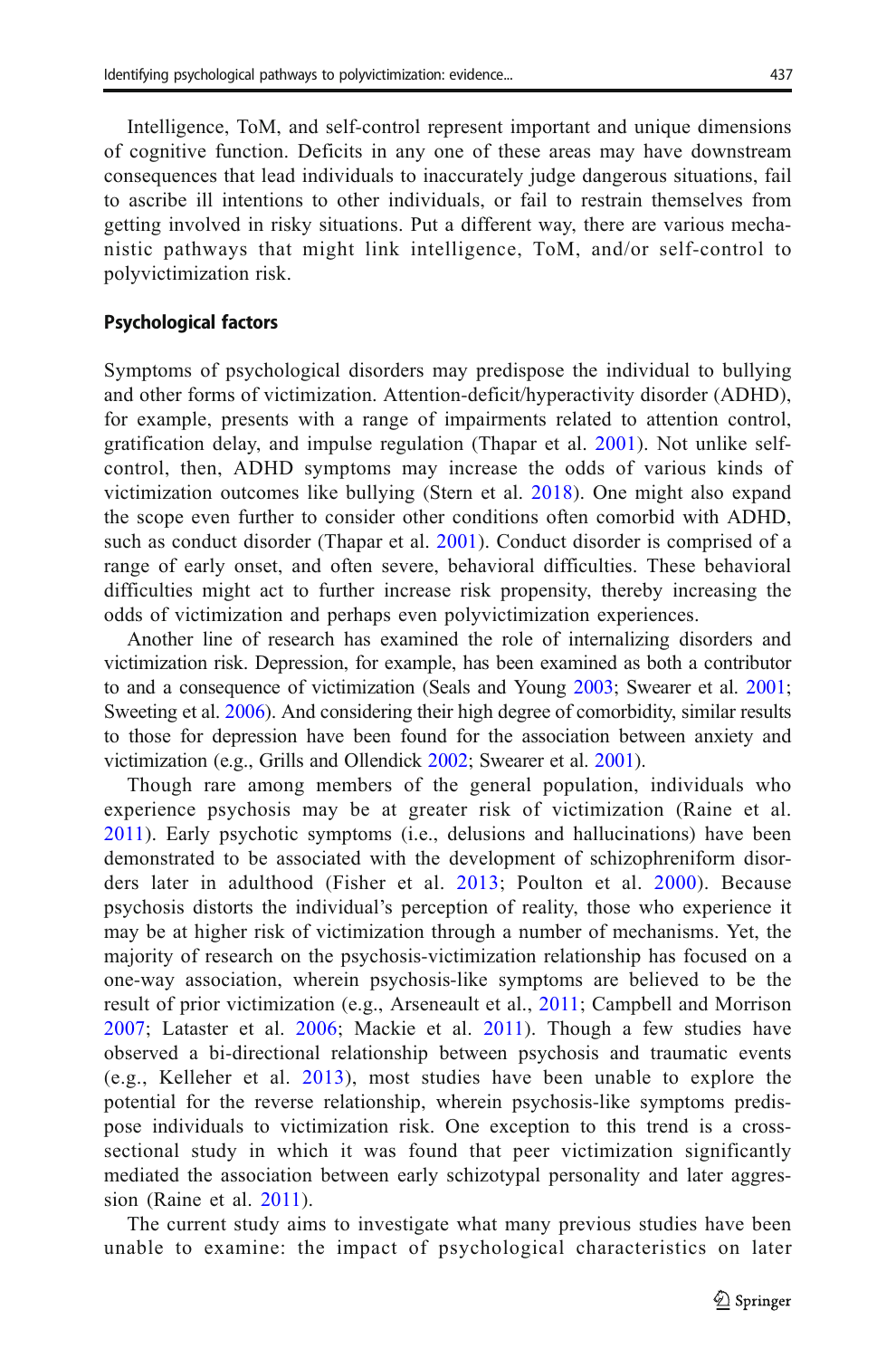Intelligence, ToM, and self-control represent important and unique dimensions of cognitive function. Deficits in any one of these areas may have downstream consequences that lead individuals to inaccurately judge dangerous situations, fail to ascribe ill intentions to other individuals, or fail to restrain themselves from getting involved in risky situations. Put a different way, there are various mechanistic pathways that might link intelligence, ToM, and/or self-control to polyvictimization risk.

### Psychological factors

Symptoms of psychological disorders may predispose the individual to bullying and other forms of victimization. Attention-deficit/hyperactivity disorder (ADHD), for example, presents with a range of impairments related to attention control, gratification delay, and impulse regulation (Thapar et al. 2001). Not unlike self-control, then, ADHD symptoms may increase the odds of various kinds of victimization outcomes like bullying (Stern et al. 2018). One might also expand the scope even further to consider other conditions often comorbid with ADHD, such as conduct disorder (Thapar et al. 2001). Conduct disorder is comprised of a range of early onset, and often severe, behavioral difficulties. These behavioral difficulties might act to further increase risk propensity, thereby increasing the odds of victimization and perhaps even polyvictimization experiences.

Another line of research has examined the role of internalizing disorders and victimization risk. Depression, for example, has been examined as both a contributor to and a consequence of victimization (Seals and Young 2003; Swearer et al. 2001; Sweeting et al. 2006). And considering their high degree of comorbidity, similar results to those for depression have been found for the association between anxiety and victimization (e.g., Grills and Ollendick 2002; Swearer et al. 2001).

Though rare among members of the general population, individuals who experience psychosis may be at greater risk of victimization (Raine et al. 2011). Early psychotic symptoms (i.e., delusions and hallucinations) have been demonstrated to be associated with the development of schizophreniform disorders later in adulthood (Fisher et al. 2013; Poulton et al. 2000). Because psychosis distorts the individual's perception of reality, those who experience it may be at higher risk of victimization through a number of mechanisms. Yet, the majority of research on the psychosis-victimization relationship has focused on a one-way association, wherein psychosis-like symptoms are believed to be the result of prior victimization (e.g., Arseneault et al., 2011; Campbell and Morrison 2007; Lataster et al. 2006; Mackie et al. 2011). Though a few studies have observed a bi-directional relationship between psychosis and traumatic events (e.g., Kelleher et al. 2013), most studies have been unable to explore the potential for the reverse relationship, wherein psychosis-like symptoms predispose individuals to victimization risk. One exception to this trend is a cross-sectional study in which it was found that peer victimization significantly mediated the association between early schizotypal personality and later aggression (Raine et al. 2011).

The current study aims to investigate what many previous studies have been unable to examine: the impact of psychological characteristics on later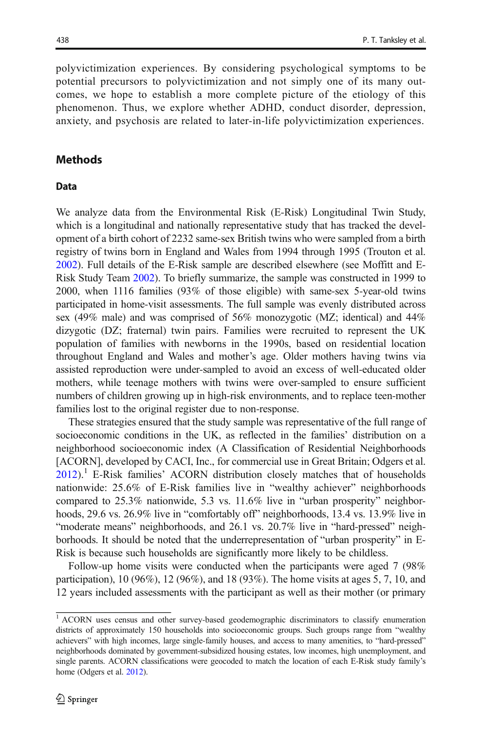polyvictimization experiences. By considering psychological symptoms to be potential precursors to polyvictimization and not simply one of its many outcomes, we hope to establish a more complete picture of the etiology of this phenomenon. Thus, we explore whether ADHD, conduct disorder, depression, anxiety, and psychosis are related to later-in-life polyvictimization experiences.

## Methods

### Data

We analyze data from the Environmental Risk (E-Risk) Longitudinal Twin Study, which is a longitudinal and nationally representative study that has tracked the development of a birth cohort of 2232 same-sex British twins who were sampled from a birth registry of twins born in England and Wales from 1994 through 1995 (Trouton et al. 2002). Full details of the E-Risk sample are described elsewhere (see Moffitt and E-Risk Study Team 2002). To briefly summarize, the sample was constructed in 1999 to 2000, when 1116 families (93% of those eligible) with same-sex 5-year-old twins participated in home-visit assessments. The full sample was evenly distributed across sex (49% male) and was comprised of 56% monozygotic (MZ; identical) and 44% dizygotic (DZ; fraternal) twin pairs. Families were recruited to represent the UK population of families with newborns in the 1990s, based on residential location throughout England and Wales and mother's age. Older mothers having twins via assisted reproduction were under-sampled to avoid an excess of well-educated older mothers, while teenage mothers with twins were over-sampled to ensure sufficient numbers of children growing up in high-risk environments, and to replace teen-mother families lost to the original register due to non-response.

These strategies ensured that the study sample was representative of the full range of socioeconomic conditions in the UK, as reflected in the families' distribution on a neighborhood socioeconomic index (A Classification of Residential Neighborhoods [ACORN], developed by CACI, Inc., for commercial use in Great Britain; Odgers et al. 2012).[1] E-Risk families' ACORN distribution closely matches that of households nationwide: 25.6% of E-Risk families live in "wealthy achiever" neighborhoods compared to 25.3% nationwide, 5.3 vs. 11.6% live in "urban prosperity" neighborhoods, 29.6 vs. 26.9% live in "comfortably off" neighborhoods, 13.4 vs. 13.9% live in "moderate means" neighborhoods, and 26.1 vs. 20.7% live in "hard-pressed" neighborhoods. It should be noted that the underrepresentation of "urban prosperity" in E-Risk is because such households are significantly more likely to be childless.

Follow-up home visits were conducted when the participants were aged 7 (98% participation), 10 (96%), 12 (96%), and 18 (93%). The home visits at ages 5, 7, 10, and 12 years included assessments with the participant as well as their mother (or primary

[1] ACORN uses census and other survey-based geodemographic discriminators to classify enumeration districts of approximately 150 households into socioeconomic groups. Such groups range from "wealthy achievers" with high incomes, large single-family houses, and access to many amenities, to "hard-pressed" neighborhoods dominated by government-subsidized housing estates, low incomes, high unemployment, and single parents. ACORN classifications were geocoded to match the location of each E-Risk study family's home (Odgers et al. 2012).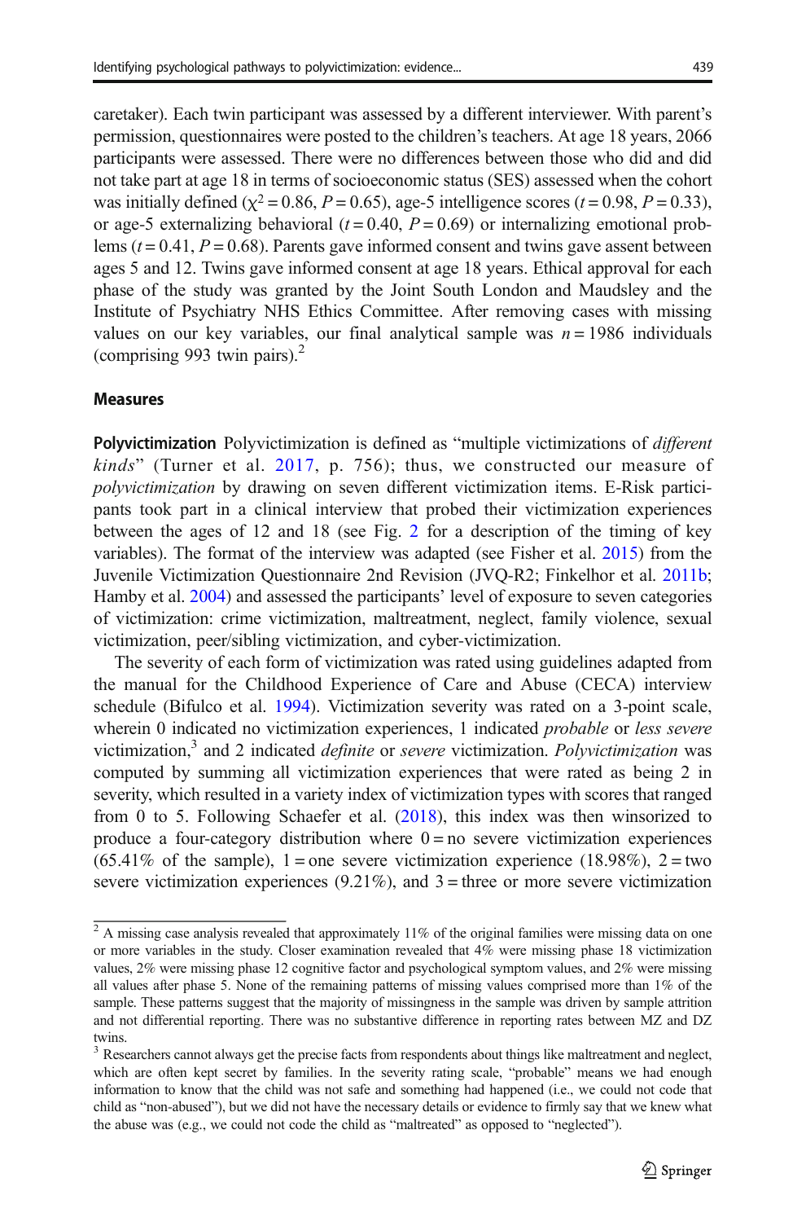caretaker). Each twin participant was assessed by a different interviewer. With parent's permission, questionnaires were posted to the children's teachers. At age 18 years, 2066 participants were assessed. There were no differences between those who did and did not take part at age 18 in terms of socioeconomic status (SES) assessed when the cohort was initially defined ($\chi^2 = 0.86$, $P = 0.65$), age-5 intelligence scores ($t = 0.98$, $P = 0.33$), or age-5 externalizing behavioral ($t = 0.40$, $P = 0.69$) or internalizing emotional problems ($t = 0.41$, $P = 0.68$). Parents gave informed consent and twins gave assent between ages 5 and 12. Twins gave informed consent at age 18 years. Ethical approval for each phase of the study was granted by the Joint South London and Maudsley and the Institute of Psychiatry NHS Ethics Committee. After removing cases with missing values on our key variables, our final analytical sample was $n = 1986$ individuals (comprising 993 twin pairs).[2]

### Measures

**Polyvictimization** Polyvictimization is defined as "multiple victimizations of *different kinds*" (Turner et al. 2017, p. 756); thus, we constructed our measure of *polyvictimization* by drawing on seven different victimization items. E-Risk participants took part in a clinical interview that probed their victimization experiences between the ages of 12 and 18 (see Fig. 2 for a description of the timing of key variables). The format of the interview was adapted (see Fisher et al. 2015) from the Juvenile Victimization Questionnaire 2nd Revision (JVQ-R2; Finkelhor et al. 2011b; Hamby et al. 2004) and assessed the participants' level of exposure to seven categories of victimization: crime victimization, maltreatment, neglect, family violence, sexual victimization, peer/sibling victimization, and cyber-victimization.

The severity of each form of victimization was rated using guidelines adapted from the manual for the Childhood Experience of Care and Abuse (CECA) interview schedule (Bifulco et al. 1994). Victimization severity was rated on a 3-point scale, wherein 0 indicated no victimization experiences, 1 indicated *probable* or *less severe* victimization,[3] and 2 indicated *definite* or *severe* victimization. *Polyvictimization* was computed by summing all victimization experiences that were rated as being 2 in severity, which resulted in a variety index of victimization types with scores that ranged from 0 to 5. Following Schaefer et al. (2018), this index was then winsorized to produce a four-category distribution where 0 = no severe victimization experiences (65.41% of the sample), 1 = one severe victimization experience (18.98%), 2 = two severe victimization experiences (9.21%), and 3 = three or more severe victimization

---

[2] A missing case analysis revealed that approximately 11% of the original families were missing data on one or more variables in the study. Closer examination revealed that 4% were missing phase 18 victimization values, 2% were missing phase 12 cognitive factor and psychological symptom values, and 2% were missing all values after phase 5. None of the remaining patterns of missing values comprised more than 1% of the sample. These patterns suggest that the majority of missingness in the sample was driven by sample attrition and not differential reporting. There was no substantive difference in reporting rates between MZ and DZ twins.

[3] Researchers cannot always get the precise facts from respondents about things like maltreatment and neglect, which are often kept secret by families. In the severity rating scale, "probable" means we had enough information to know that the child was not safe and something had happened (i.e., we could not code that child as "non-abused"), but we did not have the necessary details or evidence to firmly say that we knew what the abuse was (e.g., we could not code the child as "maltreated" as opposed to "neglected").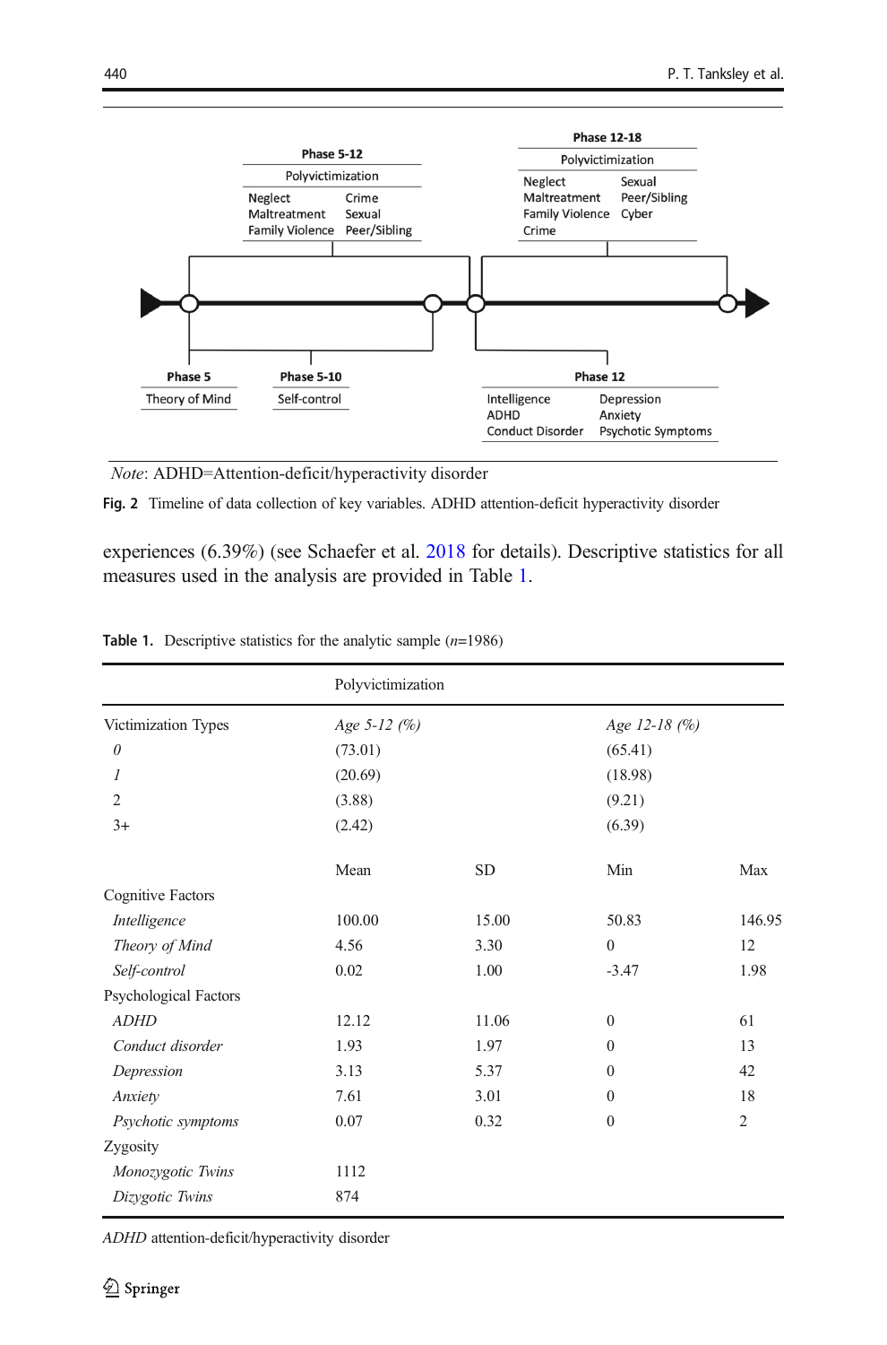*Note*: ADHD=Attention-deficit/hyperactivity disorder

**Fig. 2** Timeline of data collection of key variables. ADHD attention-deficit hyperactivity disorder

experiences (6.39%) (see Schaefer et al. 2018 for details). Descriptive statistics for all measures used in the analysis are provided in Table 1.

**Table 1.** Descriptive statistics for the analytic sample ($n$=1986)

| | Polyvictimization | | | |
|---|---|---|---|---|
| Victimization Types | *Age 5-12 (%)* | | *Age 12-18 (%)* | |
| *0* | (73.01) | | (65.41) | |
| *1* | (20.69) | | (18.98) | |
| 2 | (3.88) | | (9.21) | |
| 3+ | (2.42) | | (6.39) | |
| | Mean | SD | Min | Max |
| Cognitive Factors | | | | |
| *Intelligence* | 100.00 | 15.00 | 50.83 | 146.95 |
| *Theory of Mind* | 4.56 | 3.30 | 0 | 12 |
| *Self-control* | 0.02 | 1.00 | -3.47 | 1.98 |
| Psychological Factors | | | | |
| *ADHD* | 12.12 | 11.06 | 0 | 61 |
| *Conduct disorder* | 1.93 | 1.97 | 0 | 13 |
| *Depression* | 3.13 | 5.37 | 0 | 42 |
| *Anxiety* | 7.61 | 3.01 | 0 | 18 |
| *Psychotic symptoms* | 0.07 | 0.32 | 0 | 2 |
| Zygosity | | | | |
| *Monozygotic Twins* | 1112 | | | |
| *Dizygotic Twins* | 874 | | | |

*ADHD* attention-deficit/hyperactivity disorder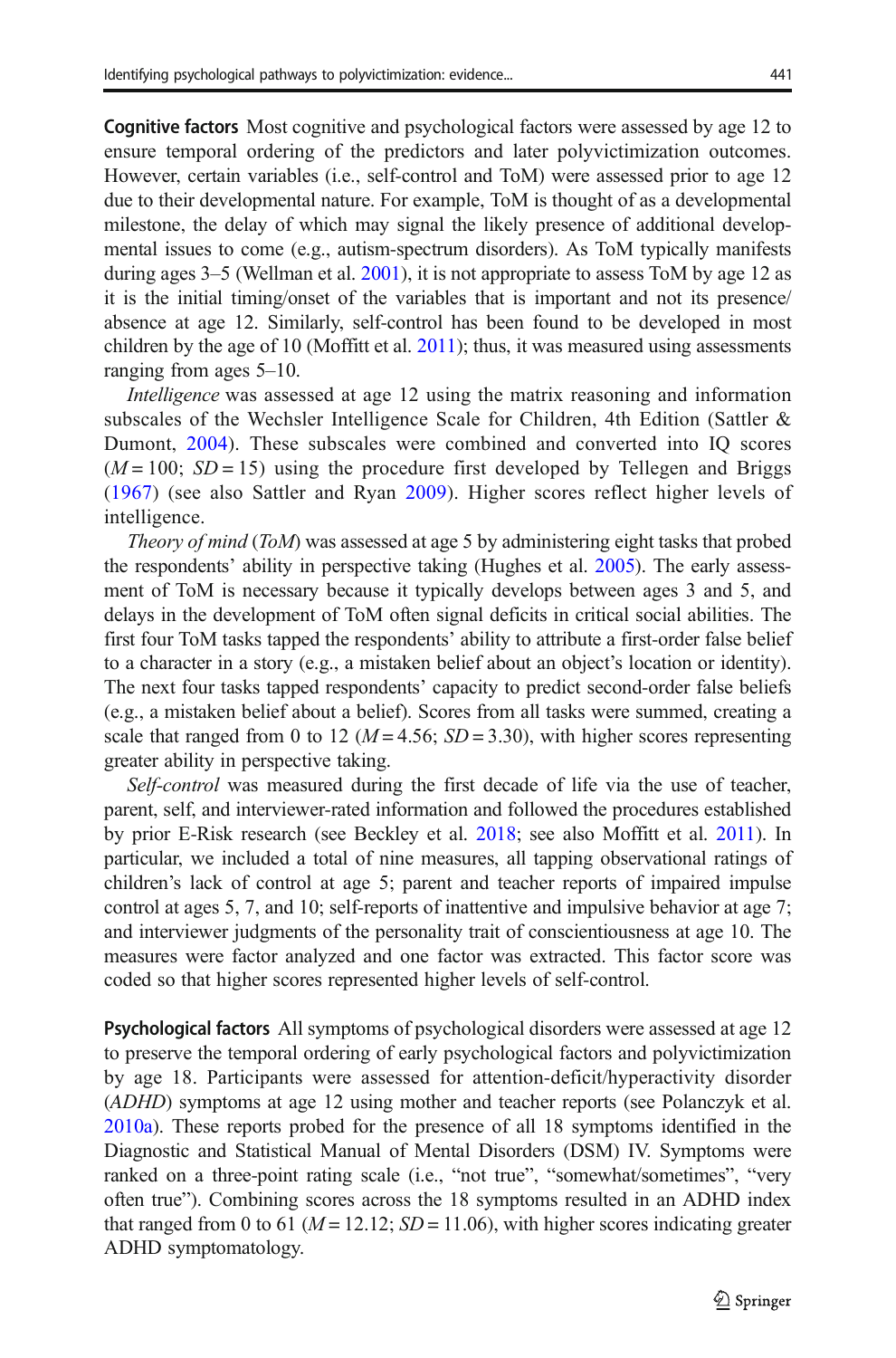**Cognitive factors** Most cognitive and psychological factors were assessed by age 12 to ensure temporal ordering of the predictors and later polyvictimization outcomes. However, certain variables (i.e., self-control and ToM) were assessed prior to age 12 due to their developmental nature. For example, ToM is thought of as a developmental milestone, the delay of which may signal the likely presence of additional developmental issues to come (e.g., autism-spectrum disorders). As ToM typically manifests during ages 3–5 (Wellman et al. 2001), it is not appropriate to assess ToM by age 12 as it is the initial timing/onset of the variables that is important and not its presence/absence at age 12. Similarly, self-control has been found to be developed in most children by the age of 10 (Moffitt et al. 2011); thus, it was measured using assessments ranging from ages 5–10.

*Intelligence* was assessed at age 12 using the matrix reasoning and information subscales of the Wechsler Intelligence Scale for Children, 4th Edition (Sattler & Dumont, 2004). These subscales were combined and converted into IQ scores ($M = 100$; $SD = 15$) using the procedure first developed by Tellegen and Briggs (1967) (see also Sattler and Ryan 2009). Higher scores reflect higher levels of intelligence.

*Theory of mind* (*ToM*) was assessed at age 5 by administering eight tasks that probed the respondents' ability in perspective taking (Hughes et al. 2005). The early assessment of ToM is necessary because it typically develops between ages 3 and 5, and delays in the development of ToM often signal deficits in critical social abilities. The first four ToM tasks tapped the respondents' ability to attribute a first-order false belief to a character in a story (e.g., a mistaken belief about an object's location or identity). The next four tasks tapped respondents' capacity to predict second-order false beliefs (e.g., a mistaken belief about a belief). Scores from all tasks were summed, creating a scale that ranged from 0 to 12 ($M = 4.56$; $SD = 3.30$), with higher scores representing greater ability in perspective taking.

*Self-control* was measured during the first decade of life via the use of teacher, parent, self, and interviewer-rated information and followed the procedures established by prior E-Risk research (see Beckley et al. 2018; see also Moffitt et al. 2011). In particular, we included a total of nine measures, all tapping observational ratings of children's lack of control at age 5; parent and teacher reports of impaired impulse control at ages 5, 7, and 10; self-reports of inattentive and impulsive behavior at age 7; and interviewer judgments of the personality trait of conscientiousness at age 10. The measures were factor analyzed and one factor was extracted. This factor score was coded so that higher scores represented higher levels of self-control.

**Psychological factors** All symptoms of psychological disorders were assessed at age 12 to preserve the temporal ordering of early psychological factors and polyvictimization by age 18. Participants were assessed for attention-deficit/hyperactivity disorder (*ADHD*) symptoms at age 12 using mother and teacher reports (see Polanczyk et al. 2010a). These reports probed for the presence of all 18 symptoms identified in the Diagnostic and Statistical Manual of Mental Disorders (DSM) IV. Symptoms were ranked on a three-point rating scale (i.e., "not true", "somewhat/sometimes", "very often true"). Combining scores across the 18 symptoms resulted in an ADHD index that ranged from 0 to 61 ($M = 12.12$; $SD = 11.06$), with higher scores indicating greater ADHD symptomatology.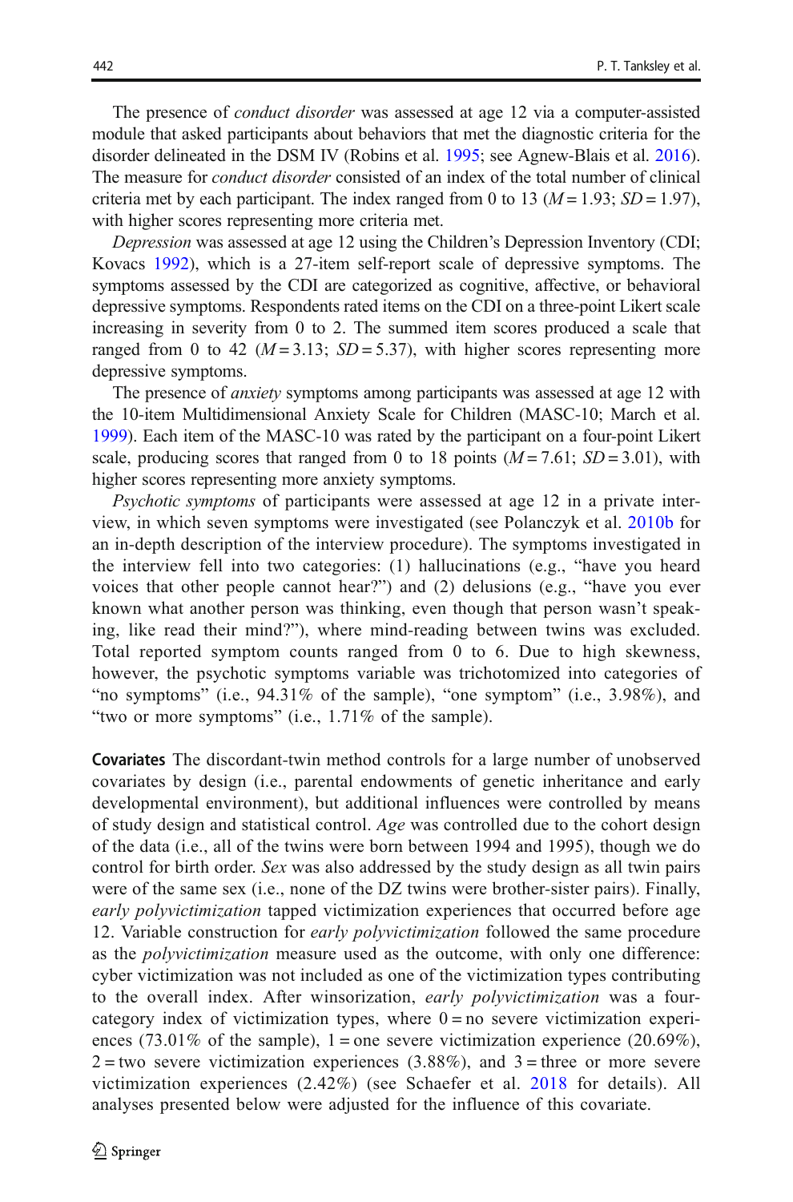The presence of *conduct disorder* was assessed at age 12 via a computer-assisted module that asked participants about behaviors that met the diagnostic criteria for the disorder delineated in the DSM IV (Robins et al. 1995; see Agnew-Blais et al. 2016). The measure for *conduct disorder* consisted of an index of the total number of clinical criteria met by each participant. The index ranged from 0 to 13 ($M = 1.93$; $SD = 1.97$), with higher scores representing more criteria met.

*Depression* was assessed at age 12 using the Children's Depression Inventory (CDI; Kovacs 1992), which is a 27-item self-report scale of depressive symptoms. The symptoms assessed by the CDI are categorized as cognitive, affective, or behavioral depressive symptoms. Respondents rated items on the CDI on a three-point Likert scale increasing in severity from 0 to 2. The summed item scores produced a scale that ranged from 0 to 42 ($M = 3.13$; $SD = 5.37$), with higher scores representing more depressive symptoms.

The presence of *anxiety* symptoms among participants was assessed at age 12 with the 10-item Multidimensional Anxiety Scale for Children (MASC-10; March et al. 1999). Each item of the MASC-10 was rated by the participant on a four-point Likert scale, producing scores that ranged from 0 to 18 points ($M = 7.61$; $SD = 3.01$), with higher scores representing more anxiety symptoms.

*Psychotic symptoms* of participants were assessed at age 12 in a private interview, in which seven symptoms were investigated (see Polanczyk et al. 2010b for an in-depth description of the interview procedure). The symptoms investigated in the interview fell into two categories: (1) hallucinations (e.g., "have you heard voices that other people cannot hear?") and (2) delusions (e.g., "have you ever known what another person was thinking, even though that person wasn't speaking, like read their mind?"), where mind-reading between twins was excluded. Total reported symptom counts ranged from 0 to 6. Due to high skewness, however, the psychotic symptoms variable was trichotomized into categories of "no symptoms" (i.e., 94.31% of the sample), "one symptom" (i.e., 3.98%), and "two or more symptoms" (i.e., 1.71% of the sample).

**Covariates** The discordant-twin method controls for a large number of unobserved covariates by design (i.e., parental endowments of genetic inheritance and early developmental environment), but additional influences were controlled by means of study design and statistical control. *Age* was controlled due to the cohort design of the data (i.e., all of the twins were born between 1994 and 1995), though we do control for birth order. *Sex* was also addressed by the study design as all twin pairs were of the same sex (i.e., none of the DZ twins were brother-sister pairs). Finally, *early polyvictimization* tapped victimization experiences that occurred before age 12. Variable construction for *early polyvictimization* followed the same procedure as the *polyvictimization* measure used as the outcome, with only one difference: cyber victimization was not included as one of the victimization types contributing to the overall index. After winsorization, *early polyvictimization* was a four-category index of victimization types, where 0 = no severe victimization experiences (73.01% of the sample), 1 = one severe victimization experience (20.69%), 2 = two severe victimization experiences (3.88%), and 3 = three or more severe victimization experiences (2.42%) (see Schaefer et al. 2018 for details). All analyses presented below were adjusted for the influence of this covariate.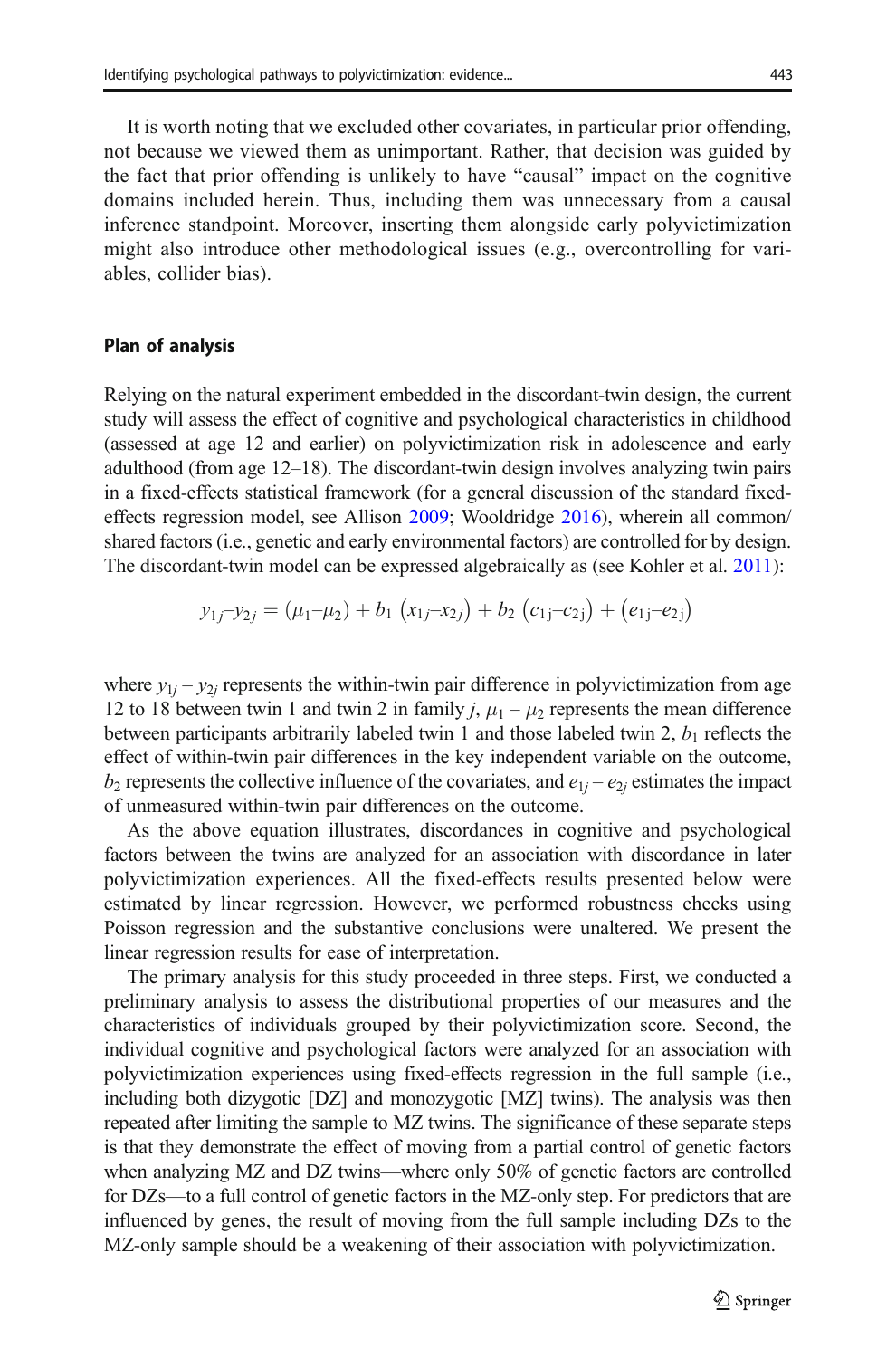It is worth noting that we excluded other covariates, in particular prior offending, not because we viewed them as unimportant. Rather, that decision was guided by the fact that prior offending is unlikely to have "causal" impact on the cognitive domains included herein. Thus, including them was unnecessary from a causal inference standpoint. Moreover, inserting them alongside early polyvictimization might also introduce other methodological issues (e.g., overcontrolling for variables, collider bias).

### Plan of analysis

Relying on the natural experiment embedded in the discordant-twin design, the current study will assess the effect of cognitive and psychological characteristics in childhood (assessed at age 12 and earlier) on polyvictimization risk in adolescence and early adulthood (from age 12–18). The discordant-twin design involves analyzing twin pairs in a fixed-effects statistical framework (for a general discussion of the standard fixed-effects regression model, see Allison 2009; Wooldridge 2016), wherein all common/shared factors (i.e., genetic and early environmental factors) are controlled for by design. The discordant-twin model can be expressed algebraically as (see Kohler et al. 2011):

$$y_{1j}–y_{2j} = (\mu_1–\mu_2) + b_1\,(x_{1j}–x_{2j}) + b_2\,(c_{1j}–c_{2j}) + (e_{1j}–e_{2j})$$

where $y_{1j} – y_{2j}$ represents the within-twin pair difference in polyvictimization from age 12 to 18 between twin 1 and twin 2 in family $j$, $\mu_1 – \mu_2$ represents the mean difference between participants arbitrarily labeled twin 1 and those labeled twin 2, $b_1$ reflects the effect of within-twin pair differences in the key independent variable on the outcome, $b_2$ represents the collective influence of the covariates, and $e_{1j} – e_{2j}$ estimates the impact of unmeasured within-twin pair differences on the outcome.

As the above equation illustrates, discordances in cognitive and psychological factors between the twins are analyzed for an association with discordance in later polyvictimization experiences. All the fixed-effects results presented below were estimated by linear regression. However, we performed robustness checks using Poisson regression and the substantive conclusions were unaltered. We present the linear regression results for ease of interpretation.

The primary analysis for this study proceeded in three steps. First, we conducted a preliminary analysis to assess the distributional properties of our measures and the characteristics of individuals grouped by their polyvictimization score. Second, the individual cognitive and psychological factors were analyzed for an association with polyvictimization experiences using fixed-effects regression in the full sample (i.e., including both dizygotic [DZ] and monozygotic [MZ] twins). The analysis was then repeated after limiting the sample to MZ twins. The significance of these separate steps is that they demonstrate the effect of moving from a partial control of genetic factors when analyzing MZ and DZ twins—where only 50% of genetic factors are controlled for DZs—to a full control of genetic factors in the MZ-only step. For predictors that are influenced by genes, the result of moving from the full sample including DZs to the MZ-only sample should be a weakening of their association with polyvictimization.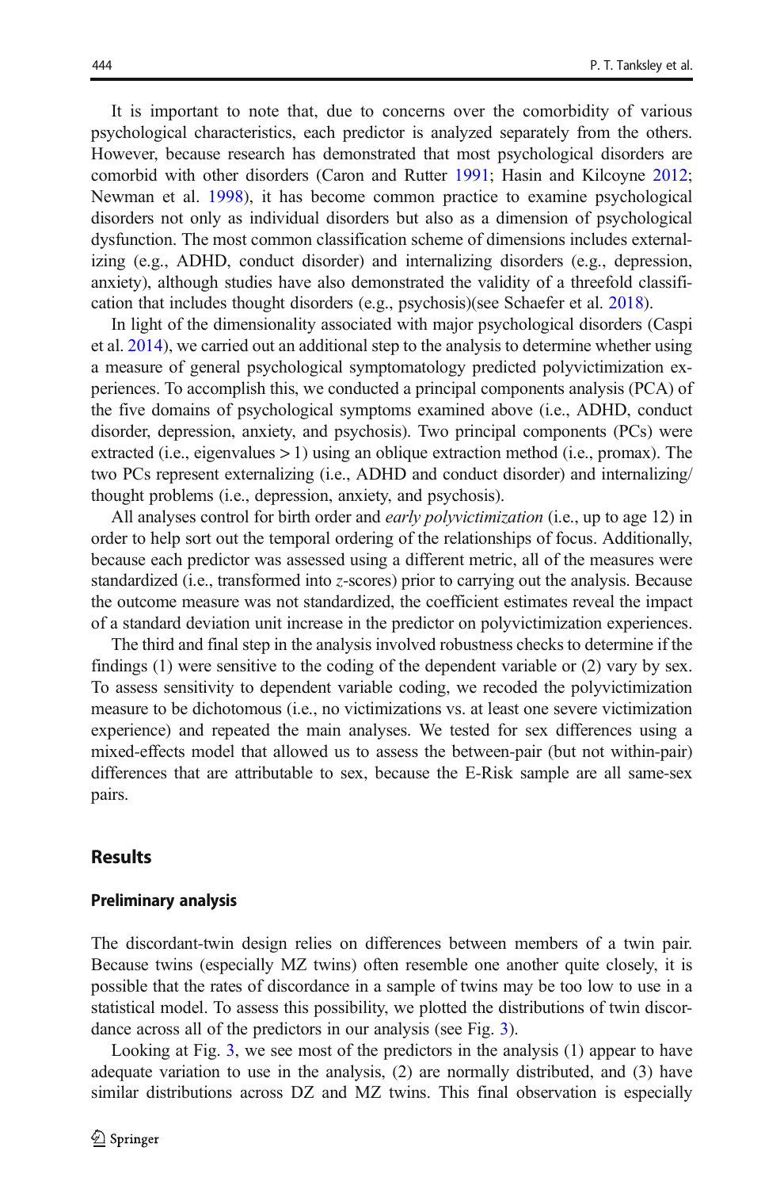It is important to note that, due to concerns over the comorbidity of various psychological characteristics, each predictor is analyzed separately from the others. However, because research has demonstrated that most psychological disorders are comorbid with other disorders (Caron and Rutter 1991; Hasin and Kilcoyne 2012; Newman et al. 1998), it has become common practice to examine psychological disorders not only as individual disorders but also as a dimension of psychological dysfunction. The most common classification scheme of dimensions includes externalizing (e.g., ADHD, conduct disorder) and internalizing disorders (e.g., depression, anxiety), although studies have also demonstrated the validity of a threefold classification that includes thought disorders (e.g., psychosis)(see Schaefer et al. 2018).

In light of the dimensionality associated with major psychological disorders (Caspi et al. 2014), we carried out an additional step to the analysis to determine whether using a measure of general psychological symptomatology predicted polyvictimization experiences. To accomplish this, we conducted a principal components analysis (PCA) of the five domains of psychological symptoms examined above (i.e., ADHD, conduct disorder, depression, anxiety, and psychosis). Two principal components (PCs) were extracted (i.e., eigenvalues > 1) using an oblique extraction method (i.e., promax). The two PCs represent externalizing (i.e., ADHD and conduct disorder) and internalizing/thought problems (i.e., depression, anxiety, and psychosis).

All analyses control for birth order and *early polyvictimization* (i.e., up to age 12) in order to help sort out the temporal ordering of the relationships of focus. Additionally, because each predictor was assessed using a different metric, all of the measures were standardized (i.e., transformed into *z*-scores) prior to carrying out the analysis. Because the outcome measure was not standardized, the coefficient estimates reveal the impact of a standard deviation unit increase in the predictor on polyvictimization experiences.

The third and final step in the analysis involved robustness checks to determine if the findings (1) were sensitive to the coding of the dependent variable or (2) vary by sex. To assess sensitivity to dependent variable coding, we recoded the polyvictimization measure to be dichotomous (i.e., no victimizations vs. at least one severe victimization experience) and repeated the main analyses. We tested for sex differences using a mixed-effects model that allowed us to assess the between-pair (but not within-pair) differences that are attributable to sex, because the E-Risk sample are all same-sex pairs.

## Results

### Preliminary analysis

The discordant-twin design relies on differences between members of a twin pair. Because twins (especially MZ twins) often resemble one another quite closely, it is possible that the rates of discordance in a sample of twins may be too low to use in a statistical model. To assess this possibility, we plotted the distributions of twin discordance across all of the predictors in our analysis (see Fig. 3).

Looking at Fig. 3, we see most of the predictors in the analysis (1) appear to have adequate variation to use in the analysis, (2) are normally distributed, and (3) have similar distributions across DZ and MZ twins. This final observation is especially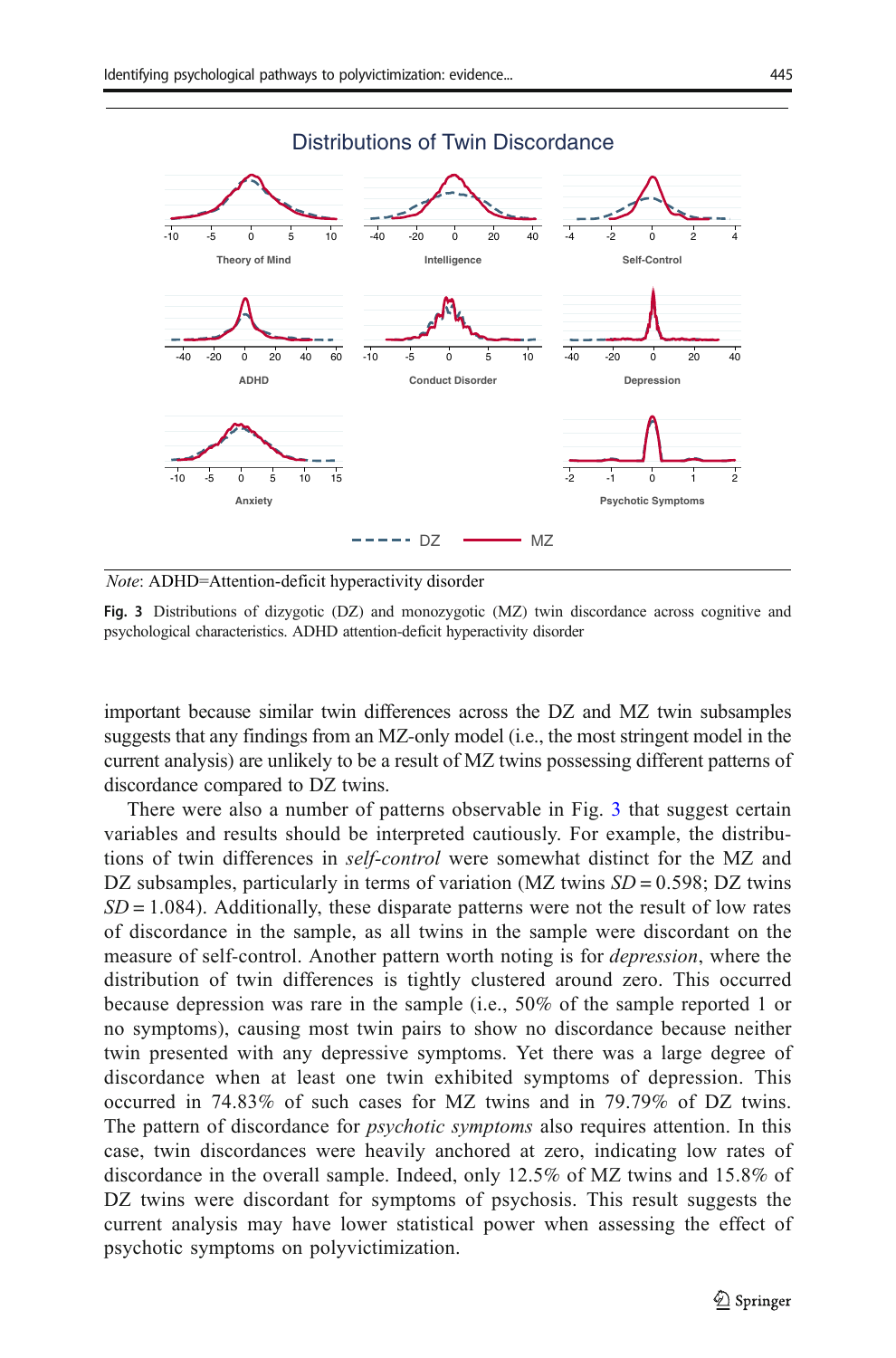*Note*: ADHD=Attention-deficit hyperactivity disorder

**Fig. 3** Distributions of dizygotic (DZ) and monozygotic (MZ) twin discordance across cognitive and psychological characteristics. ADHD attention-deficit hyperactivity disorder

important because similar twin differences across the DZ and MZ twin subsamples suggests that any findings from an MZ-only model (i.e., the most stringent model in the current analysis) are unlikely to be a result of MZ twins possessing different patterns of discordance compared to DZ twins.

There were also a number of patterns observable in Fig. 3 that suggest certain variables and results should be interpreted cautiously. For example, the distributions of twin differences in *self-control* were somewhat distinct for the MZ and DZ subsamples, particularly in terms of variation (MZ twins $SD = 0.598$; DZ twins $SD = 1.084$). Additionally, these disparate patterns were not the result of low rates of discordance in the sample, as all twins in the sample were discordant on the measure of self-control. Another pattern worth noting is for *depression*, where the distribution of twin differences is tightly clustered around zero. This occurred because depression was rare in the sample (i.e., 50% of the sample reported 1 or no symptoms), causing most twin pairs to show no discordance because neither twin presented with any depressive symptoms. Yet there was a large degree of discordance when at least one twin exhibited symptoms of depression. This occurred in 74.83% of such cases for MZ twins and in 79.79% of DZ twins. The pattern of discordance for *psychotic symptoms* also requires attention. In this case, twin discordances were heavily anchored at zero, indicating low rates of discordance in the overall sample. Indeed, only 12.5% of MZ twins and 15.8% of DZ twins were discordant for symptoms of psychosis. This result suggests the current analysis may have lower statistical power when assessing the effect of psychotic symptoms on polyvictimization.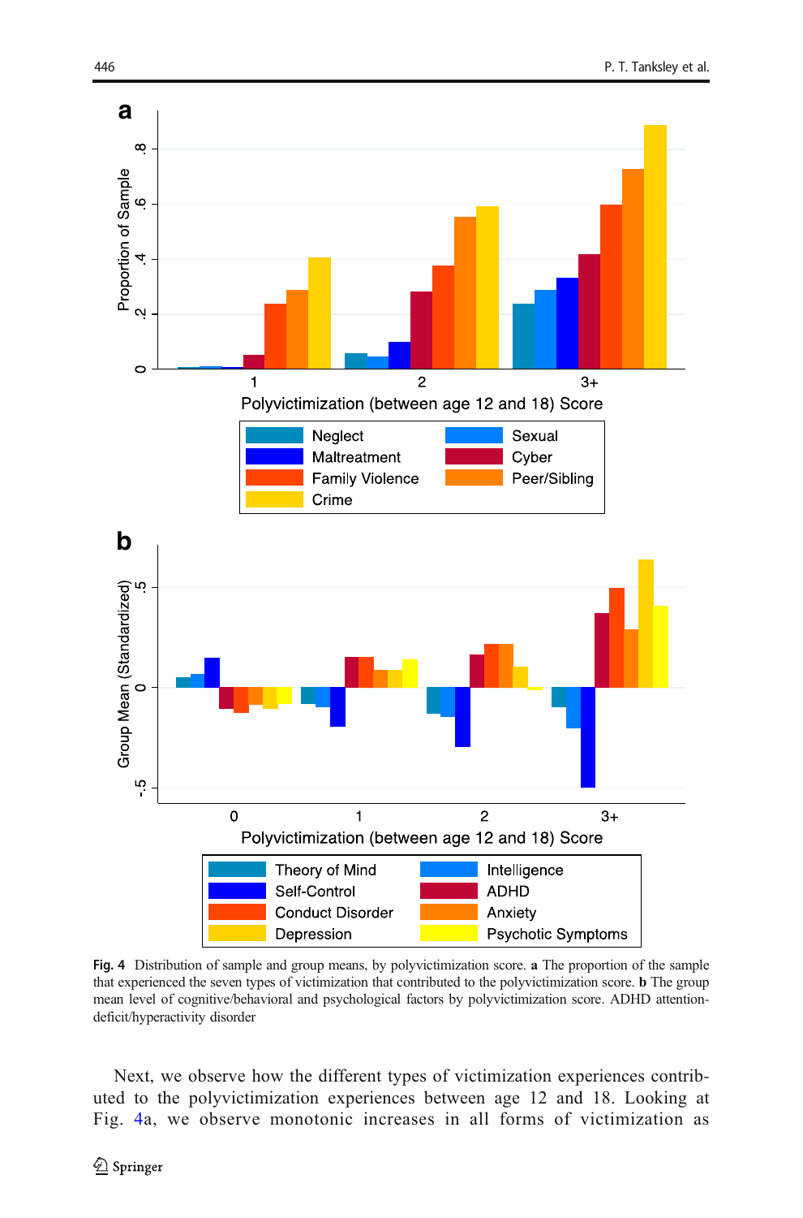**Fig. 4** Distribution of sample and group means, by polyvictimization score. **a** The proportion of the sample that experienced the seven types of victimization that contributed to the polyvictimization score. **b** The group mean level of cognitive/behavioral and psychological factors by polyvictimization score. ADHD attention-deficit/hyperactivity disorder

Next, we observe how the different types of victimization experiences contributed to the polyvictimization experiences between age 12 and 18. Looking at Fig. 4a, we observe monotonic increases in all forms of victimization as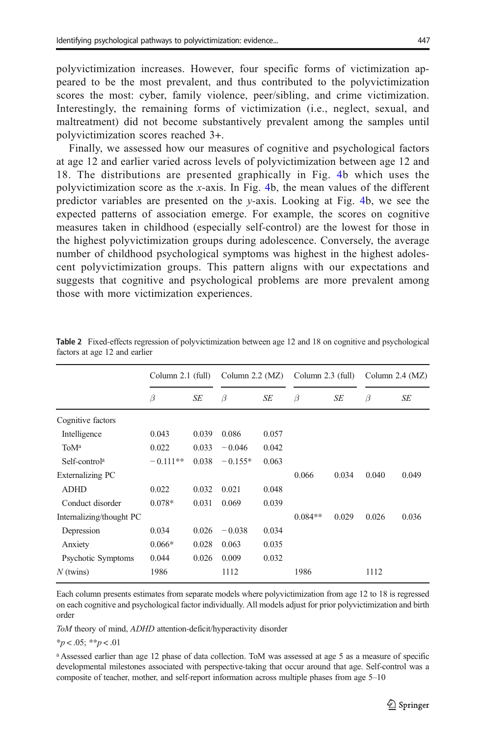polyvictimization increases. However, four specific forms of victimization appeared to be the most prevalent, and thus contributed to the polyvictimization scores the most: cyber, family violence, peer/sibling, and crime victimization. Interestingly, the remaining forms of victimization (i.e., neglect, sexual, and maltreatment) did not become substantively prevalent among the samples until polyvictimization scores reached 3+.

Finally, we assessed how our measures of cognitive and psychological factors at age 12 and earlier varied across levels of polyvictimization between age 12 and 18. The distributions are presented graphically in Fig. 4b which uses the polyvictimization score as the *x*-axis. In Fig. 4b, the mean values of the different predictor variables are presented on the *y*-axis. Looking at Fig. 4b, we see the expected patterns of association emerge. For example, the scores on cognitive measures taken in childhood (especially self-control) are the lowest for those in the highest polyvictimization groups during adolescence. Conversely, the average number of childhood psychological symptoms was highest in the highest adolescent polyvictimization groups. This pattern aligns with our expectations and suggests that cognitive and psychological problems are more prevalent among those with more victimization experiences.

**Table 2** Fixed-effects regression of polyvictimization between age 12 and 18 on cognitive and psychological factors at age 12 and earlier

| | Column 2.1 (full) | | Column 2.2 (MZ) | | Column 2.3 (full) | | Column 2.4 (MZ) | |
|---|---|---|---|---|---|---|---|---|
| | *β* | *SE* | *β* | *SE* | *β* | *SE* | *β* | *SE* |
| Cognitive factors | | | | | | | | |
| Intelligence | 0.043 | 0.039 | 0.086 | 0.057 | | | | |
| ToM[a] | 0.022 | 0.033 | −0.046 | 0.042 | | | | |
| Self-control[a] | −0.111** | 0.038 | −0.155* | 0.063 | | | | |
| Externalizing PC | | | | | 0.066 | 0.034 | 0.040 | 0.049 |
| ADHD | 0.022 | 0.032 | 0.021 | 0.048 | | | | |
| Conduct disorder | 0.078* | 0.031 | 0.069 | 0.039 | | | | |
| Internalizing/thought PC | | | | | 0.084** | 0.029 | 0.026 | 0.036 |
| Depression | 0.034 | 0.026 | −0.038 | 0.034 | | | | |
| Anxiety | 0.066* | 0.028 | 0.063 | 0.035 | | | | |
| Psychotic Symptoms | 0.044 | 0.026 | 0.009 | 0.032 | | | | |
| *N* (twins) | 1986 | | 1112 | | 1986 | | 1112 | |

Each column presents estimates from separate models where polyvictimization from age 12 to 18 is regressed on each cognitive and psychological factor individually. All models adjust for prior polyvictimization and birth order

*ToM* theory of mind, *ADHD* attention-deficit/hyperactivity disorder

*$p < .05$; **$p < .01$

[a] Assessed earlier than age 12 phase of data collection. ToM was assessed at age 5 as a measure of specific developmental milestones associated with perspective-taking that occur around that age. Self-control was a composite of teacher, mother, and self-report information across multiple phases from age 5–10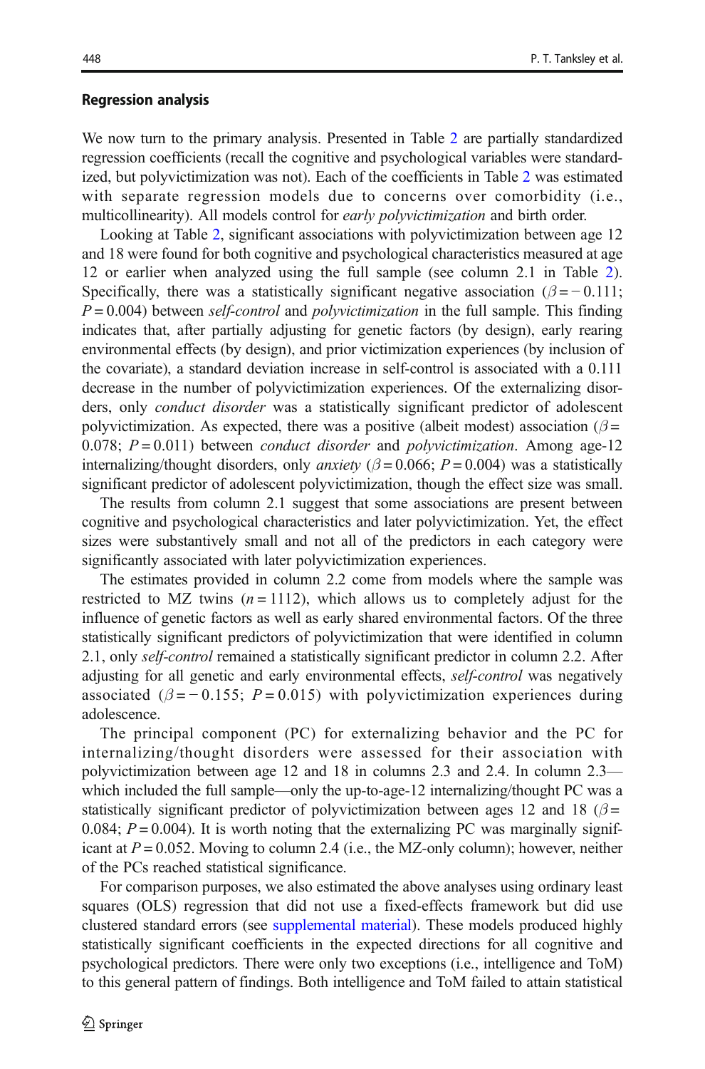### Regression analysis

We now turn to the primary analysis. Presented in Table 2 are partially standardized regression coefficients (recall the cognitive and psychological variables were standardized, but polyvictimization was not). Each of the coefficients in Table 2 was estimated with separate regression models due to concerns over comorbidity (i.e., multicollinearity). All models control for *early polyvictimization* and birth order.

Looking at Table 2, significant associations with polyvictimization between age 12 and 18 were found for both cognitive and psychological characteristics measured at age 12 or earlier when analyzed using the full sample (see column 2.1 in Table 2). Specifically, there was a statistically significant negative association ($\beta = -0.111$; $P = 0.004$) between *self-control* and *polyvictimization* in the full sample. This finding indicates that, after partially adjusting for genetic factors (by design), early rearing environmental effects (by design), and prior victimization experiences (by inclusion of the covariate), a standard deviation increase in self-control is associated with a 0.111 decrease in the number of polyvictimization experiences. Of the externalizing disorders, only *conduct disorder* was a statistically significant predictor of adolescent polyvictimization. As expected, there was a positive (albeit modest) association ($\beta = 0.078$; $P = 0.011$) between *conduct disorder* and *polyvictimization*. Among age-12 internalizing/thought disorders, only *anxiety* ($\beta = 0.066$; $P = 0.004$) was a statistically significant predictor of adolescent polyvictimization, though the effect size was small.

The results from column 2.1 suggest that some associations are present between cognitive and psychological characteristics and later polyvictimization. Yet, the effect sizes were substantively small and not all of the predictors in each category were significantly associated with later polyvictimization experiences.

The estimates provided in column 2.2 come from models where the sample was restricted to MZ twins ($n = 1112$), which allows us to completely adjust for the influence of genetic factors as well as early shared environmental factors. Of the three statistically significant predictors of polyvictimization that were identified in column 2.1, only *self-control* remained a statistically significant predictor in column 2.2. After adjusting for all genetic and early environmental effects, *self-control* was negatively associated ($\beta = -0.155$; $P = 0.015$) with polyvictimization experiences during adolescence.

The principal component (PC) for externalizing behavior and the PC for internalizing/thought disorders were assessed for their association with polyvictimization between age 12 and 18 in columns 2.3 and 2.4. In column 2.3—which included the full sample—only the up-to-age-12 internalizing/thought PC was a statistically significant predictor of polyvictimization between ages 12 and 18 ($\beta = 0.084$; $P = 0.004$). It is worth noting that the externalizing PC was marginally significant at $P = 0.052$. Moving to column 2.4 (i.e., the MZ-only column); however, neither of the PCs reached statistical significance.

For comparison purposes, we also estimated the above analyses using ordinary least squares (OLS) regression that did not use a fixed-effects framework but did use clustered standard errors (see supplemental material). These models produced highly statistically significant coefficients in the expected directions for all cognitive and psychological predictors. There were only two exceptions (i.e., intelligence and ToM) to this general pattern of findings. Both intelligence and ToM failed to attain statistical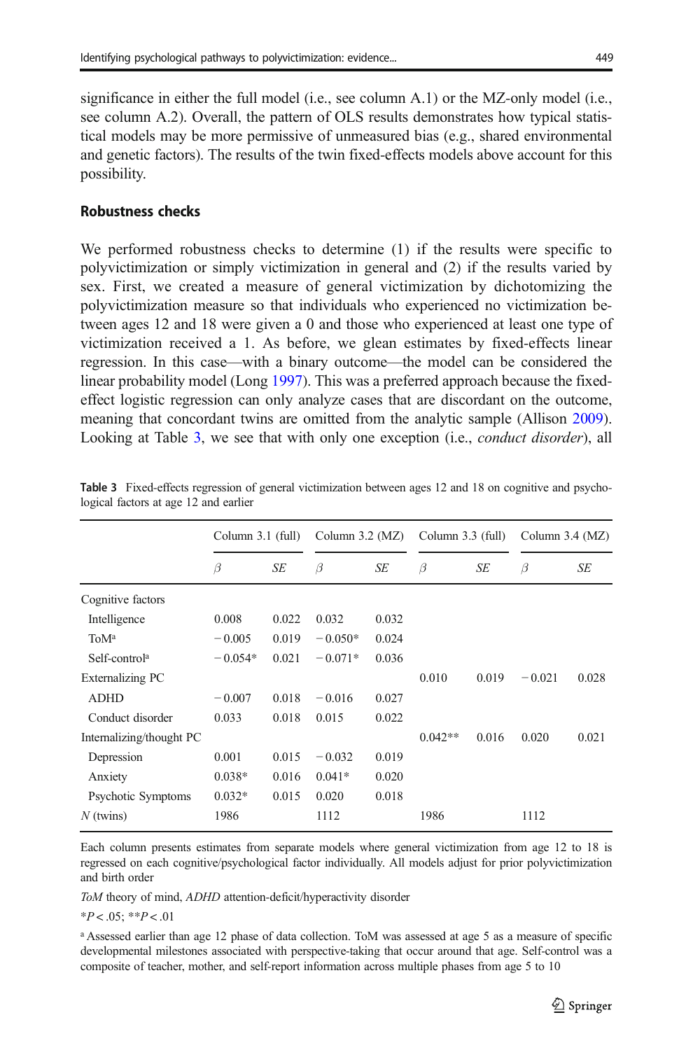significance in either the full model (i.e., see column A.1) or the MZ-only model (i.e., see column A.2). Overall, the pattern of OLS results demonstrates how typical statistical models may be more permissive of unmeasured bias (e.g., shared environmental and genetic factors). The results of the twin fixed-effects models above account for this possibility.

### Robustness checks

We performed robustness checks to determine (1) if the results were specific to polyvictimization or simply victimization in general and (2) if the results varied by sex. First, we created a measure of general victimization by dichotomizing the polyvictimization measure so that individuals who experienced no victimization between ages 12 and 18 were given a 0 and those who experienced at least one type of victimization received a 1. As before, we glean estimates by fixed-effects linear regression. In this case—with a binary outcome—the model can be considered the linear probability model (Long 1997). This was a preferred approach because the fixed-effect logistic regression can only analyze cases that are discordant on the outcome, meaning that concordant twins are omitted from the analytic sample (Allison 2009). Looking at Table 3, we see that with only one exception (i.e., *conduct disorder*), all

**Table 3** Fixed-effects regression of general victimization between ages 12 and 18 on cognitive and psychological factors at age 12 and earlier

| | Column 3.1 (full) | | Column 3.2 (MZ) | | Column 3.3 (full) | | Column 3.4 (MZ) | |
|---|---|---|---|---|---|---|---|---|
| | $\beta$ | *SE* | $\beta$ | *SE* | $\beta$ | *SE* | $\beta$ | *SE* |
| Cognitive factors | | | | | | | | |
| Intelligence | 0.008 | 0.022 | 0.032 | 0.032 | | | | |
| ToM[a] | −0.005 | 0.019 | −0.050* | 0.024 | | | | |
| Self-control[a] | −0.054* | 0.021 | −0.071* | 0.036 | | | | |
| Externalizing PC | | | | | 0.010 | 0.019 | −0.021 | 0.028 |
| ADHD | −0.007 | 0.018 | −0.016 | 0.027 | | | | |
| Conduct disorder | 0.033 | 0.018 | 0.015 | 0.022 | | | | |
| Internalizing/thought PC | | | | | 0.042** | 0.016 | 0.020 | 0.021 |
| Depression | 0.001 | 0.015 | −0.032 | 0.019 | | | | |
| Anxiety | 0.038* | 0.016 | 0.041* | 0.020 | | | | |
| Psychotic Symptoms | 0.032* | 0.015 | 0.020 | 0.018 | | | | |
| *N* (twins) | 1986 | | 1112 | | 1986 | | 1112 | |

Each column presents estimates from separate models where general victimization from age 12 to 18 is regressed on each cognitive/psychological factor individually. All models adjust for prior polyvictimization and birth order

*ToM* theory of mind, *ADHD* attention-deficit/hyperactivity disorder

*$P < .05$; **$P < .01$

[a] Assessed earlier than age 12 phase of data collection. ToM was assessed at age 5 as a measure of specific developmental milestones associated with perspective-taking that occur around that age. Self-control was a composite of teacher, mother, and self-report information across multiple phases from age 5 to 10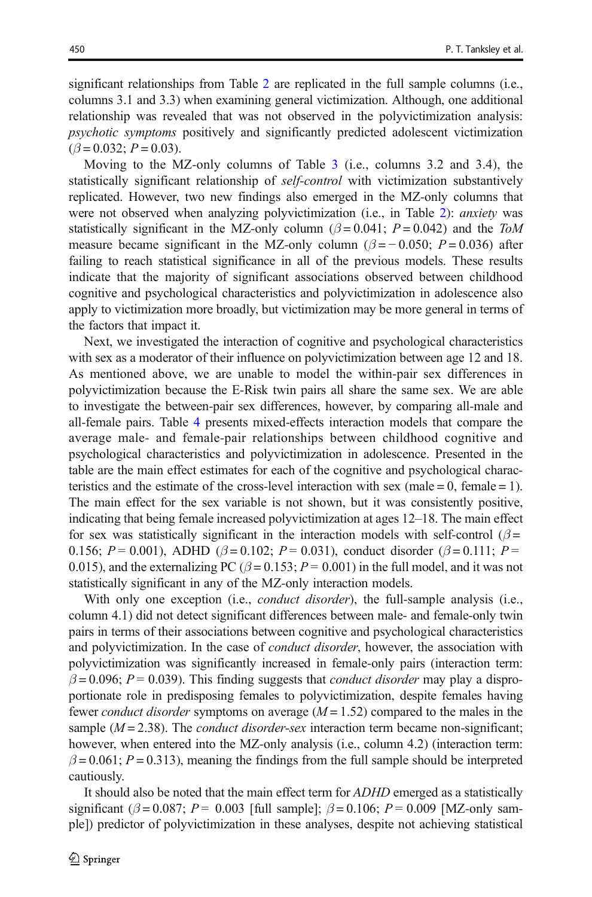significant relationships from Table 2 are replicated in the full sample columns (i.e., columns 3.1 and 3.3) when examining general victimization. Although, one additional relationship was revealed that was not observed in the polyvictimization analysis: *psychotic symptoms* positively and significantly predicted adolescent victimization ($\beta = 0.032$; $P = 0.03$).

Moving to the MZ-only columns of Table 3 (i.e., columns 3.2 and 3.4), the statistically significant relationship of *self-control* with victimization substantively replicated. However, two new findings also emerged in the MZ-only columns that were not observed when analyzing polyvictimization (i.e., in Table 2): *anxiety* was statistically significant in the MZ-only column ($\beta = 0.041$; $P = 0.042$) and the *ToM* measure became significant in the MZ-only column ($\beta = -0.050$; $P = 0.036$) after failing to reach statistical significance in all of the previous models. These results indicate that the majority of significant associations observed between childhood cognitive and psychological characteristics and polyvictimization in adolescence also apply to victimization more broadly, but victimization may be more general in terms of the factors that impact it.

Next, we investigated the interaction of cognitive and psychological characteristics with sex as a moderator of their influence on polyvictimization between age 12 and 18. As mentioned above, we are unable to model the within-pair sex differences in polyvictimization because the E-Risk twin pairs all share the same sex. We are able to investigate the between-pair sex differences, however, by comparing all-male and all-female pairs. Table 4 presents mixed-effects interaction models that compare the average male- and female-pair relationships between childhood cognitive and psychological characteristics and polyvictimization in adolescence. Presented in the table are the main effect estimates for each of the cognitive and psychological characteristics and the estimate of the cross-level interaction with sex (male = 0, female = 1). The main effect for the sex variable is not shown, but it was consistently positive, indicating that being female increased polyvictimization at ages 12–18. The main effect for sex was statistically significant in the interaction models with self-control ($\beta = 0.156$; $P = 0.001$), ADHD ($\beta = 0.102$; $P = 0.031$), conduct disorder ($\beta = 0.111$; $P = 0.015$), and the externalizing PC ($\beta = 0.153$; $P = 0.001$) in the full model, and it was not statistically significant in any of the MZ-only interaction models.

With only one exception (i.e., *conduct disorder*), the full-sample analysis (i.e., column 4.1) did not detect significant differences between male- and female-only twin pairs in terms of their associations between cognitive and psychological characteristics and polyvictimization. In the case of *conduct disorder*, however, the association with polyvictimization was significantly increased in female-only pairs (interaction term: $\beta = 0.096$; $P = 0.039$). This finding suggests that *conduct disorder* may play a disproportionate role in predisposing females to polyvictimization, despite females having fewer *conduct disorder* symptoms on average ($M = 1.52$) compared to the males in the sample ($M = 2.38$). The *conduct disorder-sex* interaction term became non-significant; however, when entered into the MZ-only analysis (i.e., column 4.2) (interaction term: $\beta = 0.061$; $P = 0.313$), meaning the findings from the full sample should be interpreted cautiously.

It should also be noted that the main effect term for *ADHD* emerged as a statistically significant ($\beta = 0.087$; $P = 0.003$ [full sample]; $\beta = 0.106$; $P = 0.009$ [MZ-only sample]) predictor of polyvictimization in these analyses, despite not achieving statistical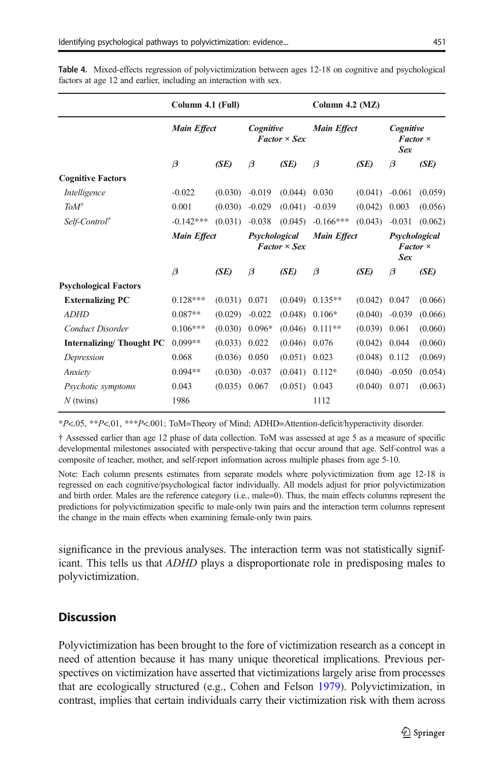**Table 4.** Mixed-effects regression of polyvictimization between ages 12-18 on cognitive and psychological factors at age 12 and earlier, including an interaction with sex.

| | Column 4.1 (Full) | | | | Column 4.2 (MZ) | | | |
|---|---|---|---|---|---|---|---|---|
| | *Main Effect* | | *Cognitive Factor × Sex* | | *Main Effect* | | *Cognitive Factor × Sex* | |
| | *β* | *(SE)* | *β* | *(SE)* | *β* | *(SE)* | *β* | *(SE)* |
| **Cognitive Factors** | | | | | | | | |
| *Intelligence* | -0.022 | (0.030) | -0.019 | (0.044) | 0.030 | (0.041) | -0.061 | (0.059) |
| *ToM*† | 0.001 | (0.030) | -0.029 | (0.041) | -0.039 | (0.042) | 0.003 | (0.056) |
| *Self-Control*† | -0.142*** | (0.031) | -0.038 | (0.045) | -0.166*** | (0.043) | -0.031 | (0.062) |
| | *Main Effect* | | *Psychological Factor × Sex* | | *Main Effect* | | *Psychological Factor × Sex* | |
| | *β* | *(SE)* | *β* | *(SE)* | *β* | *(SE)* | *β* | *(SE)* |
| **Psychological Factors** | | | | | | | | |
| **Externalizing PC** | 0.128*** | (0.031) | 0.071 | (0.049) | 0.135** | (0.042) | 0.047 | (0.066) |
| *ADHD* | 0.087** | (0.029) | -0.022 | (0.048) | 0.106* | (0.040) | -0.039 | (0.066) |
| *Conduct Disorder* | 0.106*** | (0.030) | 0.096* | (0.046) | 0.111** | (0.039) | 0.061 | (0.060) |
| **Internalizing/ Thought PC** | 0.099** | (0.033) | 0.022 | (0.046) | 0.076 | (0.042) | 0.044 | (0.060) |
| *Depression* | 0.068 | (0.036) | 0.050 | (0.051) | 0.023 | (0.048) | 0.112 | (0.069) |
| *Anxiety* | 0.094** | (0.030) | -0.037 | (0.041) | 0.112* | (0.040) | -0.050 | (0.054) |
| *Psychotic symptoms* | 0.043 | (0.035) | 0.067 | (0.051) | 0.043 | (0.040) | 0.071 | (0.063) |
| *N* (twins) | 1986 | | | | 1112 | | | |

*$P$<.05, **$P$<.01, ***$P$<.001; ToM=Theory of Mind; ADHD=Attention-deficit/hyperactivity disorder.

† Assessed earlier than age 12 phase of data collection. ToM was assessed at age 5 as a measure of specific developmental milestones associated with perspective-taking that occur around that age. Self-control was a composite of teacher, mother, and self-report information across multiple phases from age 5-10.

Note: Each column presents estimates from separate models where polyvictimization from age 12-18 is regressed on each cognitive/psychological factor individually. All models adjust for prior polyvictimization and birth order. Males are the reference category (i.e., male=0). Thus, the main effects columns represent the predictions for polyvictimization specific to male-only twin pairs and the interaction term columns represent the change in the main effects when examining female-only twin pairs.

significance in the previous analyses. The interaction term was not statistically significant. This tells us that *ADHD* plays a disproportionate role in predisposing males to polyvictimization.

## Discussion

Polyvictimization has been brought to the fore of victimization research as a concept in need of attention because it has many unique theoretical implications. Previous perspectives on victimization have asserted that victimizations largely arise from processes that are ecologically structured (e.g., Cohen and Felson 1979). Polyvictimization, in contrast, implies that certain individuals carry their victimization risk with them across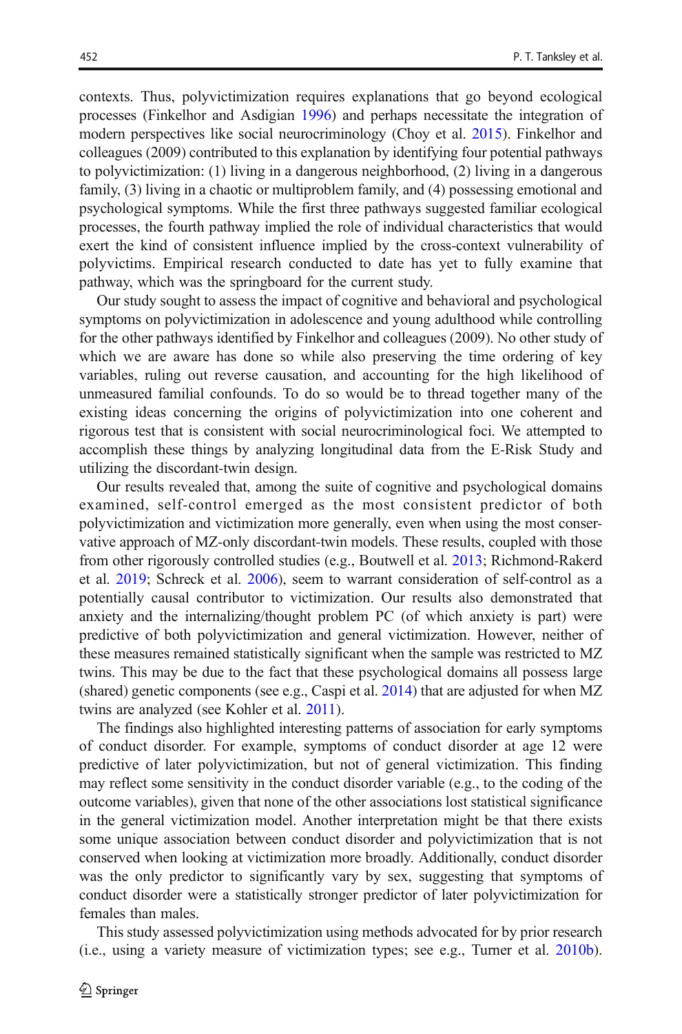contexts. Thus, polyvictimization requires explanations that go beyond ecological processes (Finkelhor and Asdigian 1996) and perhaps necessitate the integration of modern perspectives like social neurocriminology (Choy et al. 2015). Finkelhor and colleagues (2009) contributed to this explanation by identifying four potential pathways to polyvictimization: (1) living in a dangerous neighborhood, (2) living in a dangerous family, (3) living in a chaotic or multiproblem family, and (4) possessing emotional and psychological symptoms. While the first three pathways suggested familiar ecological processes, the fourth pathway implied the role of individual characteristics that would exert the kind of consistent influence implied by the cross-context vulnerability of polyvictims. Empirical research conducted to date has yet to fully examine that pathway, which was the springboard for the current study.

Our study sought to assess the impact of cognitive and behavioral and psychological symptoms on polyvictimization in adolescence and young adulthood while controlling for the other pathways identified by Finkelhor and colleagues (2009). No other study of which we are aware has done so while also preserving the time ordering of key variables, ruling out reverse causation, and accounting for the high likelihood of unmeasured familial confounds. To do so would be to thread together many of the existing ideas concerning the origins of polyvictimization into one coherent and rigorous test that is consistent with social neurocriminological foci. We attempted to accomplish these things by analyzing longitudinal data from the E-Risk Study and utilizing the discordant-twin design.

Our results revealed that, among the suite of cognitive and psychological domains examined, self-control emerged as the most consistent predictor of both polyvictimization and victimization more generally, even when using the most conservative approach of MZ-only discordant-twin models. These results, coupled with those from other rigorously controlled studies (e.g., Boutwell et al. 2013; Richmond-Rakerd et al. 2019; Schreck et al. 2006), seem to warrant consideration of self-control as a potentially causal contributor to victimization. Our results also demonstrated that anxiety and the internalizing/thought problem PC (of which anxiety is part) were predictive of both polyvictimization and general victimization. However, neither of these measures remained statistically significant when the sample was restricted to MZ twins. This may be due to the fact that these psychological domains all possess large (shared) genetic components (see e.g., Caspi et al. 2014) that are adjusted for when MZ twins are analyzed (see Kohler et al. 2011).

The findings also highlighted interesting patterns of association for early symptoms of conduct disorder. For example, symptoms of conduct disorder at age 12 were predictive of later polyvictimization, but not of general victimization. This finding may reflect some sensitivity in the conduct disorder variable (e.g., to the coding of the outcome variables), given that none of the other associations lost statistical significance in the general victimization model. Another interpretation might be that there exists some unique association between conduct disorder and polyvictimization that is not conserved when looking at victimization more broadly. Additionally, conduct disorder was the only predictor to significantly vary by sex, suggesting that symptoms of conduct disorder were a statistically stronger predictor of later polyvictimization for females than males.

This study assessed polyvictimization using methods advocated for by prior research (i.e., using a variety measure of victimization types; see e.g., Turner et al. 2010b).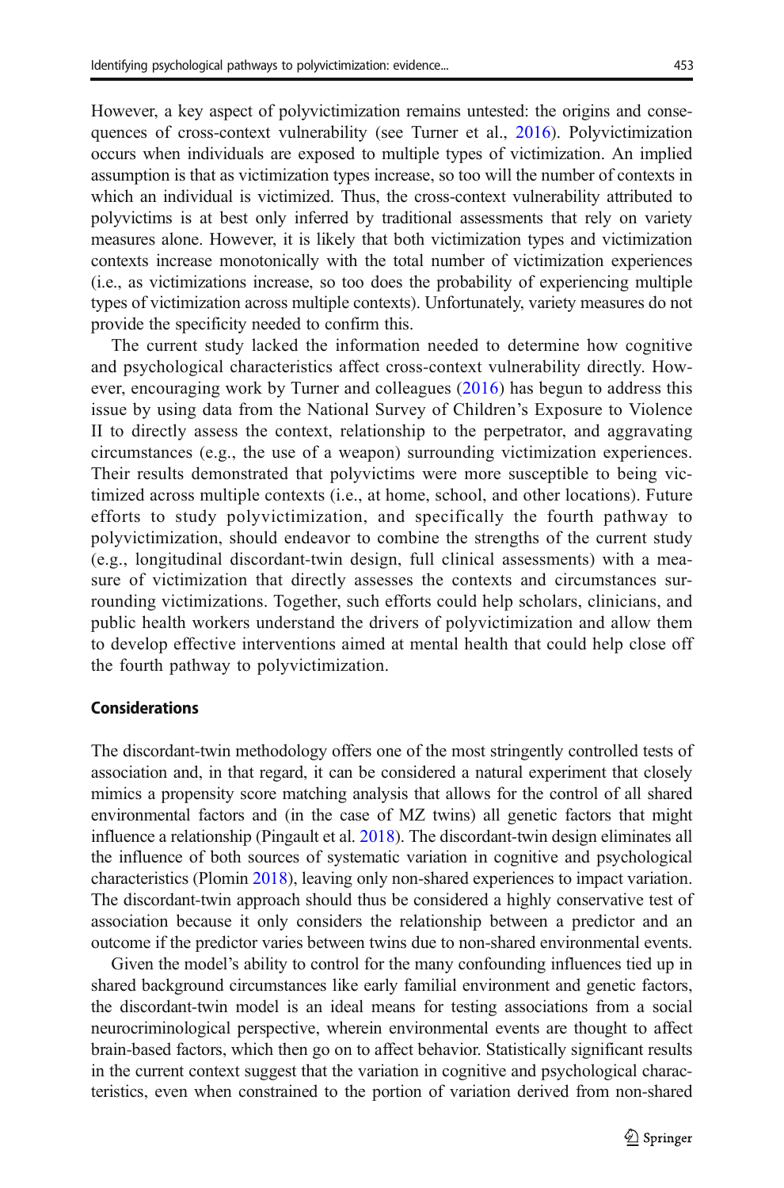However, a key aspect of polyvictimization remains untested: the origins and consequences of cross-context vulnerability (see Turner et al., 2016). Polyvictimization occurs when individuals are exposed to multiple types of victimization. An implied assumption is that as victimization types increase, so too will the number of contexts in which an individual is victimized. Thus, the cross-context vulnerability attributed to polyvictims is at best only inferred by traditional assessments that rely on variety measures alone. However, it is likely that both victimization types and victimization contexts increase monotonically with the total number of victimization experiences (i.e., as victimizations increase, so too does the probability of experiencing multiple types of victimization across multiple contexts). Unfortunately, variety measures do not provide the specificity needed to confirm this.

The current study lacked the information needed to determine how cognitive and psychological characteristics affect cross-context vulnerability directly. However, encouraging work by Turner and colleagues (2016) has begun to address this issue by using data from the National Survey of Children's Exposure to Violence II to directly assess the context, relationship to the perpetrator, and aggravating circumstances (e.g., the use of a weapon) surrounding victimization experiences. Their results demonstrated that polyvictims were more susceptible to being victimized across multiple contexts (i.e., at home, school, and other locations). Future efforts to study polyvictimization, and specifically the fourth pathway to polyvictimization, should endeavor to combine the strengths of the current study (e.g., longitudinal discordant-twin design, full clinical assessments) with a measure of victimization that directly assesses the contexts and circumstances surrounding victimizations. Together, such efforts could help scholars, clinicians, and public health workers understand the drivers of polyvictimization and allow them to develop effective interventions aimed at mental health that could help close off the fourth pathway to polyvictimization.

### Considerations

The discordant-twin methodology offers one of the most stringently controlled tests of association and, in that regard, it can be considered a natural experiment that closely mimics a propensity score matching analysis that allows for the control of all shared environmental factors and (in the case of MZ twins) all genetic factors that might influence a relationship (Pingault et al. 2018). The discordant-twin design eliminates all the influence of both sources of systematic variation in cognitive and psychological characteristics (Plomin 2018), leaving only non-shared experiences to impact variation. The discordant-twin approach should thus be considered a highly conservative test of association because it only considers the relationship between a predictor and an outcome if the predictor varies between twins due to non-shared environmental events.

Given the model's ability to control for the many confounding influences tied up in shared background circumstances like early familial environment and genetic factors, the discordant-twin model is an ideal means for testing associations from a social neurocriminological perspective, wherein environmental events are thought to affect brain-based factors, which then go on to affect behavior. Statistically significant results in the current context suggest that the variation in cognitive and psychological characteristics, even when constrained to the portion of variation derived from non-shared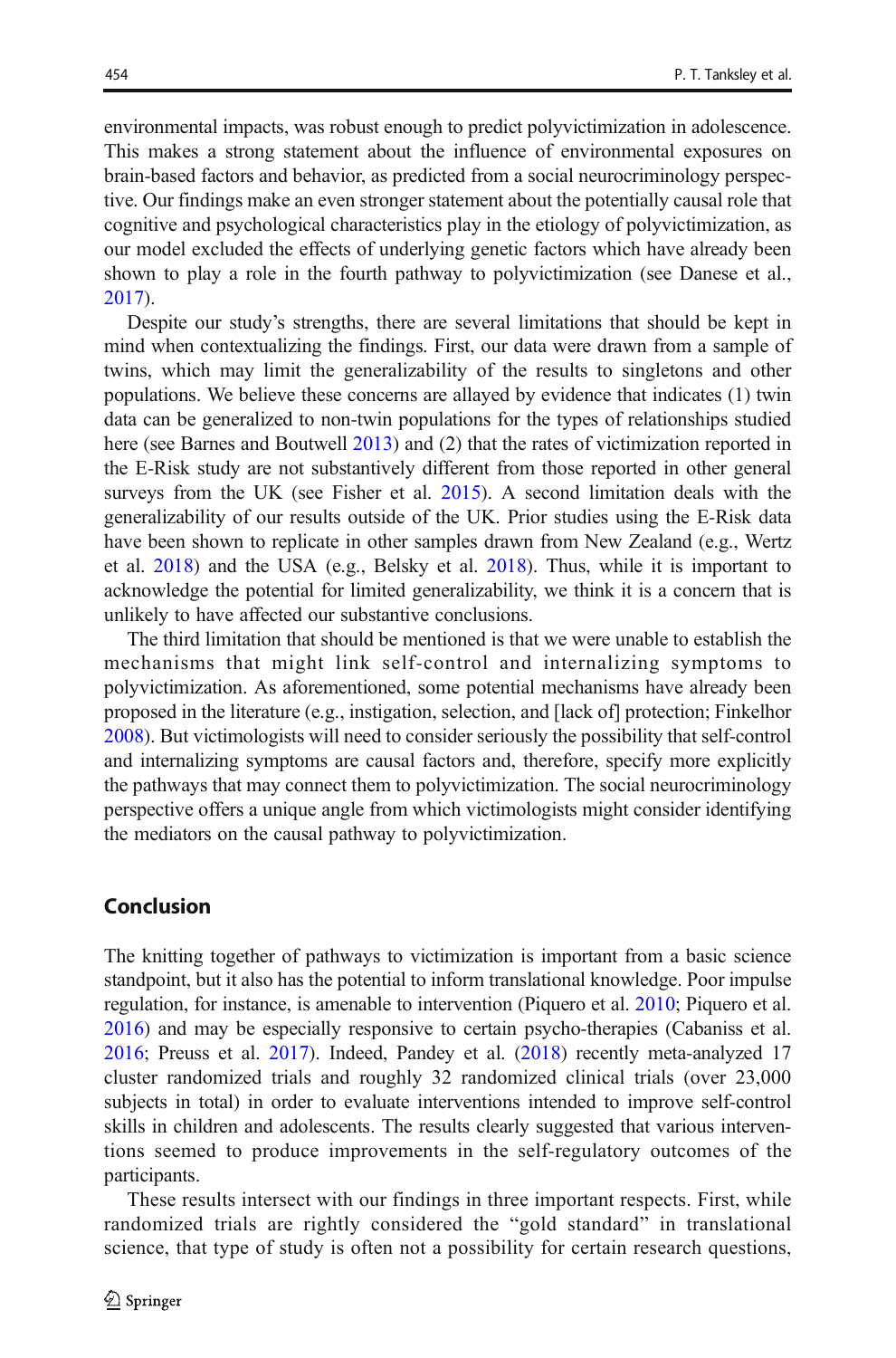environmental impacts, was robust enough to predict polyvictimization in adolescence. This makes a strong statement about the influence of environmental exposures on brain-based factors and behavior, as predicted from a social neurocriminology perspective. Our findings make an even stronger statement about the potentially causal role that cognitive and psychological characteristics play in the etiology of polyvictimization, as our model excluded the effects of underlying genetic factors which have already been shown to play a role in the fourth pathway to polyvictimization (see Danese et al., 2017).

Despite our study's strengths, there are several limitations that should be kept in mind when contextualizing the findings. First, our data were drawn from a sample of twins, which may limit the generalizability of the results to singletons and other populations. We believe these concerns are allayed by evidence that indicates (1) twin data can be generalized to non-twin populations for the types of relationships studied here (see Barnes and Boutwell 2013) and (2) that the rates of victimization reported in the E-Risk study are not substantively different from those reported in other general surveys from the UK (see Fisher et al. 2015). A second limitation deals with the generalizability of our results outside of the UK. Prior studies using the E-Risk data have been shown to replicate in other samples drawn from New Zealand (e.g., Wertz et al. 2018) and the USA (e.g., Belsky et al. 2018). Thus, while it is important to acknowledge the potential for limited generalizability, we think it is a concern that is unlikely to have affected our substantive conclusions.

The third limitation that should be mentioned is that we were unable to establish the mechanisms that might link self-control and internalizing symptoms to polyvictimization. As aforementioned, some potential mechanisms have already been proposed in the literature (e.g., instigation, selection, and [lack of] protection; Finkelhor 2008). But victimologists will need to consider seriously the possibility that self-control and internalizing symptoms are causal factors and, therefore, specify more explicitly the pathways that may connect them to polyvictimization. The social neurocriminology perspective offers a unique angle from which victimologists might consider identifying the mediators on the causal pathway to polyvictimization.

## Conclusion

The knitting together of pathways to victimization is important from a basic science standpoint, but it also has the potential to inform translational knowledge. Poor impulse regulation, for instance, is amenable to intervention (Piquero et al. 2010; Piquero et al. 2016) and may be especially responsive to certain psycho-therapies (Cabaniss et al. 2016; Preuss et al. 2017). Indeed, Pandey et al. (2018) recently meta-analyzed 17 cluster randomized trials and roughly 32 randomized clinical trials (over 23,000 subjects in total) in order to evaluate interventions intended to improve self-control skills in children and adolescents. The results clearly suggested that various interventions seemed to produce improvements in the self-regulatory outcomes of the participants.

These results intersect with our findings in three important respects. First, while randomized trials are rightly considered the "gold standard" in translational science, that type of study is often not a possibility for certain research questions,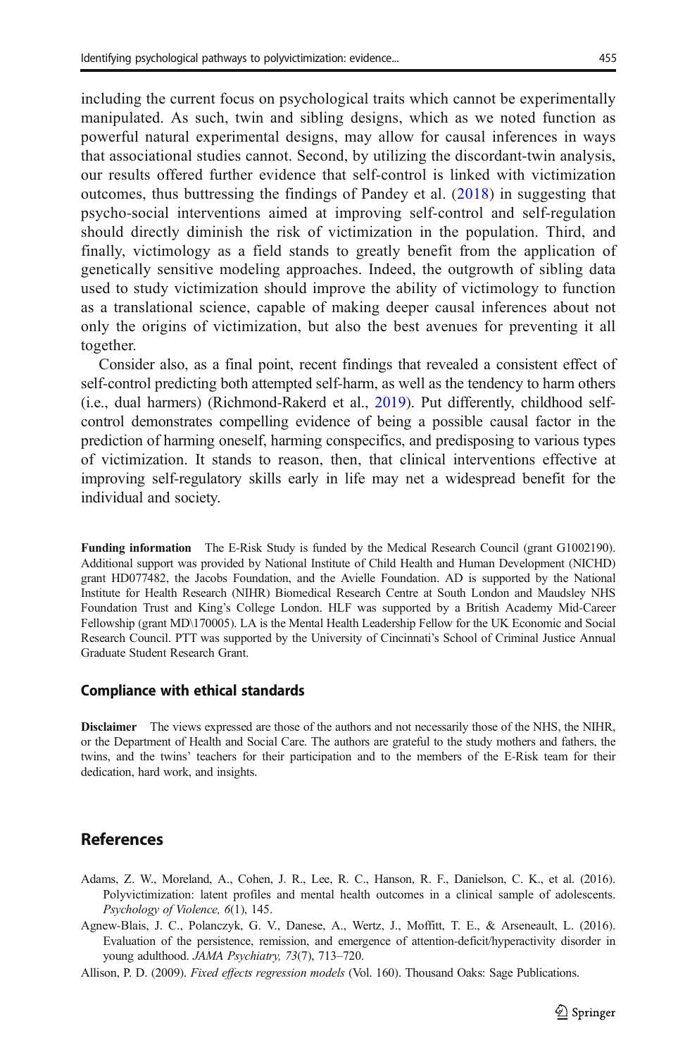including the current focus on psychological traits which cannot be experimentally manipulated. As such, twin and sibling designs, which as we noted function as powerful natural experimental designs, may allow for causal inferences in ways that associational studies cannot. Second, by utilizing the discordant-twin analysis, our results offered further evidence that self-control is linked with victimization outcomes, thus buttressing the findings of Pandey et al. (2018) in suggesting that psycho-social interventions aimed at improving self-control and self-regulation should directly diminish the risk of victimization in the population. Third, and finally, victimology as a field stands to greatly benefit from the application of genetically sensitive modeling approaches. Indeed, the outgrowth of sibling data used to study victimization should improve the ability of victimology to function as a translational science, capable of making deeper causal inferences about not only the origins of victimization, but also the best avenues for preventing it all together.

Consider also, as a final point, recent findings that revealed a consistent effect of self-control predicting both attempted self-harm, as well as the tendency to harm others (i.e., dual harmers) (Richmond-Rakerd et al., 2019). Put differently, childhood self-control demonstrates compelling evidence of being a possible causal factor in the prediction of harming oneself, harming conspecifics, and predisposing to various types of victimization. It stands to reason, then, that clinical interventions effective at improving self-regulatory skills early in life may net a widespread benefit for the individual and society.

**Funding information** The E-Risk Study is funded by the Medical Research Council (grant G1002190). Additional support was provided by National Institute of Child Health and Human Development (NICHD) grant HD077482, the Jacobs Foundation, and the Avielle Foundation. AD is supported by the National Institute for Health Research (NIHR) Biomedical Research Centre at South London and Maudsley NHS Foundation Trust and King's College London. HLF was supported by a British Academy Mid-Career Fellowship (grant MD\170005). LA is the Mental Health Leadership Fellow for the UK Economic and Social Research Council. PTT was supported by the University of Cincinnati's School of Criminal Justice Annual Graduate Student Research Grant.

## Compliance with ethical standards

**Disclaimer** The views expressed are those of the authors and not necessarily those of the NHS, the NIHR, or the Department of Health and Social Care. The authors are grateful to the study mothers and fathers, the twins, and the twins' teachers for their participation and to the members of the E-Risk team for their dedication, hard work, and insights.

## References

Adams, Z. W., Moreland, A., Cohen, J. R., Lee, R. C., Hanson, R. F., Danielson, C. K., et al. (2016). Polyvictimization: latent profiles and mental health outcomes in a clinical sample of adolescents. *Psychology of Violence, 6*(1), 145.

Agnew-Blais, J. C., Polanczyk, G. V., Danese, A., Wertz, J., Moffitt, T. E., & Arseneault, L. (2016). Evaluation of the persistence, remission, and emergence of attention-deficit/hyperactivity disorder in young adulthood. *JAMA Psychiatry, 73*(7), 713–720.

Allison, P. D. (2009). *Fixed effects regression models* (Vol. 160). Thousand Oaks: Sage Publications.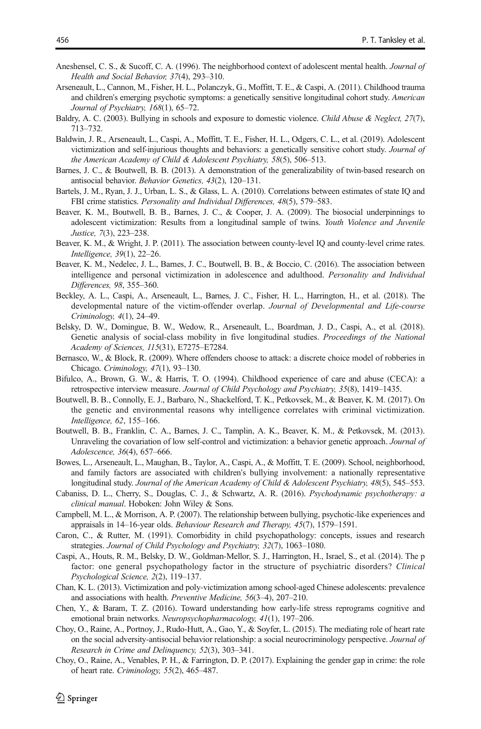Aneshensel, C. S., & Sucoff, C. A. (1996). The neighborhood context of adolescent mental health. *Journal of Health and Social Behavior, 37*(4), 293–310.

Arseneault, L., Cannon, M., Fisher, H. L., Polanczyk, G., Moffitt, T. E., & Caspi, A. (2011). Childhood trauma and children's emerging psychotic symptoms: a genetically sensitive longitudinal cohort study. *American Journal of Psychiatry, 168*(1), 65–72.

Baldry, A. C. (2003). Bullying in schools and exposure to domestic violence. *Child Abuse & Neglect, 27*(7), 713–732.

Baldwin, J. R., Arseneault, L., Caspi, A., Moffitt, T. E., Fisher, H. L., Odgers, C. L., et al. (2019). Adolescent victimization and self-injurious thoughts and behaviors: a genetically sensitive cohort study. *Journal of the American Academy of Child & Adolescent Psychiatry, 58*(5), 506–513.

Barnes, J. C., & Boutwell, B. B. (2013). A demonstration of the generalizability of twin-based research on antisocial behavior. *Behavior Genetics, 43*(2), 120–131.

Bartels, J. M., Ryan, J. J., Urban, L. S., & Glass, L. A. (2010). Correlations between estimates of state IQ and FBI crime statistics. *Personality and Individual Differences, 48*(5), 579–583.

Beaver, K. M., Boutwell, B. B., Barnes, J. C., & Cooper, J. A. (2009). The biosocial underpinnings to adolescent victimization: Results from a longitudinal sample of twins. *Youth Violence and Juvenile Justice, 7*(3), 223–238.

Beaver, K. M., & Wright, J. P. (2011). The association between county-level IQ and county-level crime rates. *Intelligence, 39*(1), 22–26.

Beaver, K. M., Nedelec, J. L., Barnes, J. C., Boutwell, B. B., & Boccio, C. (2016). The association between intelligence and personal victimization in adolescence and adulthood. *Personality and Individual Differences, 98*, 355–360.

Beckley, A. L., Caspi, A., Arseneault, L., Barnes, J. C., Fisher, H. L., Harrington, H., et al. (2018). The developmental nature of the victim-offender overlap. *Journal of Developmental and Life-course Criminology, 4*(1), 24–49.

Belsky, D. W., Domingue, B. W., Wedow, R., Arseneault, L., Boardman, J. D., Caspi, A., et al. (2018). Genetic analysis of social-class mobility in five longitudinal studies. *Proceedings of the National Academy of Sciences, 115*(31), E7275–E7284.

Bernasco, W., & Block, R. (2009). Where offenders choose to attack: a discrete choice model of robberies in Chicago. *Criminology, 47*(1), 93–130.

Bifulco, A., Brown, G. W., & Harris, T. O. (1994). Childhood experience of care and abuse (CECA): a retrospective interview measure. *Journal of Child Psychology and Psychiatry, 35*(8), 1419–1435.

Boutwell, B. B., Connolly, E. J., Barbaro, N., Shackelford, T. K., Petkovsek, M., & Beaver, K. M. (2017). On the genetic and environmental reasons why intelligence correlates with criminal victimization. *Intelligence, 62*, 155–166.

Boutwell, B. B., Franklin, C. A., Barnes, J. C., Tamplin, A. K., Beaver, K. M., & Petkovsek, M. (2013). Unraveling the covariation of low self-control and victimization: a behavior genetic approach. *Journal of Adolescence, 36*(4), 657–666.

Bowes, L., Arseneault, L., Maughan, B., Taylor, A., Caspi, A., & Moffitt, T. E. (2009). School, neighborhood, and family factors are associated with children's bullying involvement: a nationally representative longitudinal study. *Journal of the American Academy of Child & Adolescent Psychiatry, 48*(5), 545–553.

Cabaniss, D. L., Cherry, S., Douglas, C. J., & Schwartz, A. R. (2016). *Psychodynamic psychotherapy: a clinical manual*. Hoboken: John Wiley & Sons.

Campbell, M. L., & Morrison, A. P. (2007). The relationship between bullying, psychotic-like experiences and appraisals in 14–16-year olds. *Behaviour Research and Therapy, 45*(7), 1579–1591.

Caron, C., & Rutter, M. (1991). Comorbidity in child psychopathology: concepts, issues and research strategies. *Journal of Child Psychology and Psychiatry, 32*(7), 1063–1080.

Caspi, A., Houts, R. M., Belsky, D. W., Goldman-Mellor, S. J., Harrington, H., Israel, S., et al. (2014). The p factor: one general psychopathology factor in the structure of psychiatric disorders? *Clinical Psychological Science, 2*(2), 119–137.

Chan, K. L. (2013). Victimization and poly-victimization among school-aged Chinese adolescents: prevalence and associations with health. *Preventive Medicine, 56*(3–4), 207–210.

Chen, Y., & Baram, T. Z. (2016). Toward understanding how early-life stress reprograms cognitive and emotional brain networks. *Neuropsychopharmacology, 41*(1), 197–206.

Choy, O., Raine, A., Portnoy, J., Rudo-Hutt, A., Gao, Y., & Soyfer, L. (2015). The mediating role of heart rate on the social adversity-antisocial behavior relationship: a social neurocriminology perspective. *Journal of Research in Crime and Delinquency, 52*(3), 303–341.

Choy, O., Raine, A., Venables, P. H., & Farrington, D. P. (2017). Explaining the gender gap in crime: the role of heart rate. *Criminology, 55*(2), 465–487.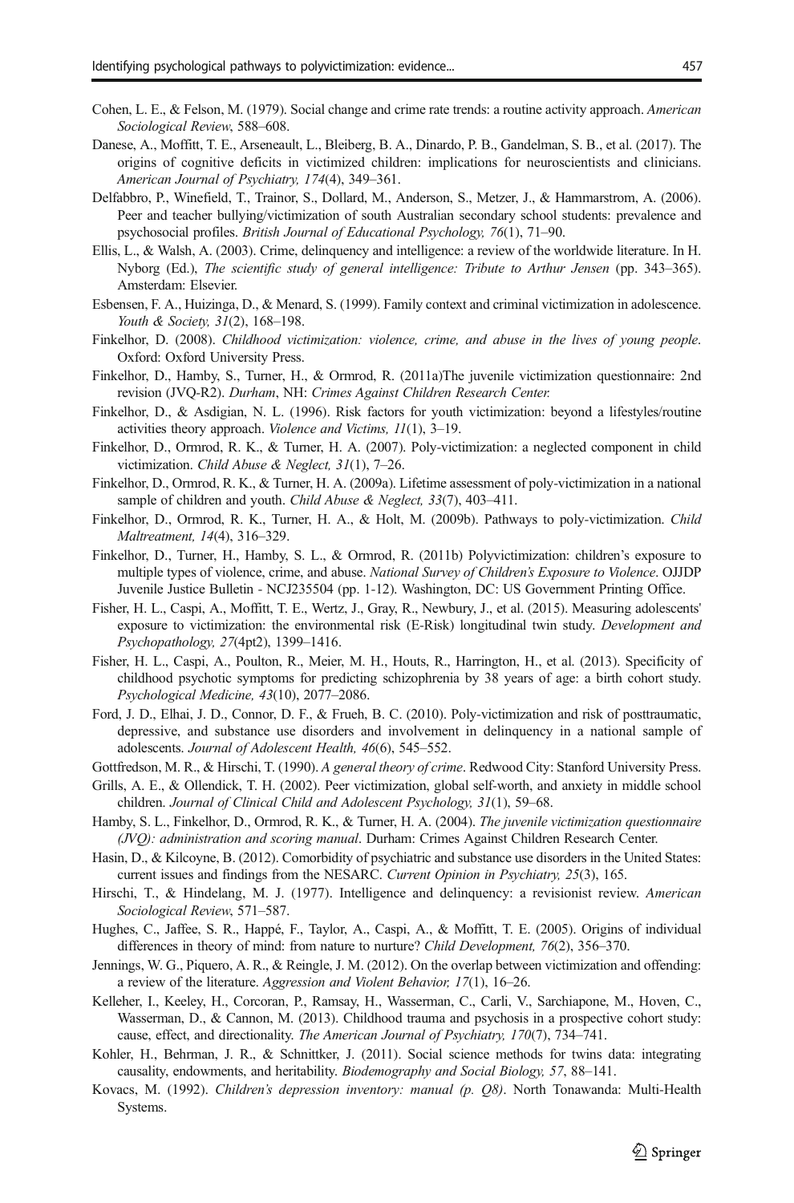Cohen, L. E., & Felson, M. (1979). Social change and crime rate trends: a routine activity approach. *American Sociological Review*, 588–608.

Danese, A., Moffitt, T. E., Arseneault, L., Bleiberg, B. A., Dinardo, P. B., Gandelman, S. B., et al. (2017). The origins of cognitive deficits in victimized children: implications for neuroscientists and clinicians. *American Journal of Psychiatry, 174*(4), 349–361.

Delfabbro, P., Winefield, T., Trainor, S., Dollard, M., Anderson, S., Metzer, J., & Hammarstrom, A. (2006). Peer and teacher bullying/victimization of south Australian secondary school students: prevalence and psychosocial profiles. *British Journal of Educational Psychology, 76*(1), 71–90.

Ellis, L., & Walsh, A. (2003). Crime, delinquency and intelligence: a review of the worldwide literature. In H. Nyborg (Ed.), *The scientific study of general intelligence: Tribute to Arthur Jensen* (pp. 343–365). Amsterdam: Elsevier.

Esbensen, F. A., Huizinga, D., & Menard, S. (1999). Family context and criminal victimization in adolescence. *Youth & Society, 31*(2), 168–198.

Finkelhor, D. (2008). *Childhood victimization: violence, crime, and abuse in the lives of young people*. Oxford: Oxford University Press.

Finkelhor, D., Hamby, S., Turner, H., & Ormrod, R. (2011a)The juvenile victimization questionnaire: 2nd revision (JVQ-R2). *Durham*, NH: *Crimes Against Children Research Center.*

Finkelhor, D., & Asdigian, N. L. (1996). Risk factors for youth victimization: beyond a lifestyles/routine activities theory approach. *Violence and Victims, 11*(1), 3–19.

Finkelhor, D., Ormrod, R. K., & Turner, H. A. (2007). Poly-victimization: a neglected component in child victimization. *Child Abuse & Neglect, 31*(1), 7–26.

Finkelhor, D., Ormrod, R. K., & Turner, H. A. (2009a). Lifetime assessment of poly-victimization in a national sample of children and youth. *Child Abuse & Neglect, 33*(7), 403–411.

Finkelhor, D., Ormrod, R. K., Turner, H. A., & Holt, M. (2009b). Pathways to poly-victimization. *Child Maltreatment, 14*(4), 316–329.

Finkelhor, D., Turner, H., Hamby, S. L., & Ormrod, R. (2011b) Polyvictimization: children's exposure to multiple types of violence, crime, and abuse. *National Survey of Children's Exposure to Violence*. OJJDP Juvenile Justice Bulletin - NCJ235504 (pp. 1-12). Washington, DC: US Government Printing Office.

Fisher, H. L., Caspi, A., Moffitt, T. E., Wertz, J., Gray, R., Newbury, J., et al. (2015). Measuring adolescents' exposure to victimization: the environmental risk (E-Risk) longitudinal twin study. *Development and Psychopathology, 27*(4pt2), 1399–1416.

Fisher, H. L., Caspi, A., Poulton, R., Meier, M. H., Houts, R., Harrington, H., et al. (2013). Specificity of childhood psychotic symptoms for predicting schizophrenia by 38 years of age: a birth cohort study. *Psychological Medicine, 43*(10), 2077–2086.

Ford, J. D., Elhai, J. D., Connor, D. F., & Frueh, B. C. (2010). Poly-victimization and risk of posttraumatic, depressive, and substance use disorders and involvement in delinquency in a national sample of adolescents. *Journal of Adolescent Health, 46*(6), 545–552.

Gottfredson, M. R., & Hirschi, T. (1990). *A general theory of crime*. Redwood City: Stanford University Press.

Grills, A. E., & Ollendick, T. H. (2002). Peer victimization, global self-worth, and anxiety in middle school children. *Journal of Clinical Child and Adolescent Psychology, 31*(1), 59–68.

Hamby, S. L., Finkelhor, D., Ormrod, R. K., & Turner, H. A. (2004). *The juvenile victimization questionnaire (JVQ): administration and scoring manual*. Durham: Crimes Against Children Research Center.

Hasin, D., & Kilcoyne, B. (2012). Comorbidity of psychiatric and substance use disorders in the United States: current issues and findings from the NESARC. *Current Opinion in Psychiatry, 25*(3), 165.

Hirschi, T., & Hindelang, M. J. (1977). Intelligence and delinquency: a revisionist review. *American Sociological Review*, 571–587.

Hughes, C., Jaffee, S. R., Happé, F., Taylor, A., Caspi, A., & Moffitt, T. E. (2005). Origins of individual differences in theory of mind: from nature to nurture? *Child Development, 76*(2), 356–370.

Jennings, W. G., Piquero, A. R., & Reingle, J. M. (2012). On the overlap between victimization and offending: a review of the literature. *Aggression and Violent Behavior, 17*(1), 16–26.

Kelleher, I., Keeley, H., Corcoran, P., Ramsay, H., Wasserman, C., Carli, V., Sarchiapone, M., Hoven, C., Wasserman, D., & Cannon, M. (2013). Childhood trauma and psychosis in a prospective cohort study: cause, effect, and directionality. *The American Journal of Psychiatry, 170*(7), 734–741.

Kohler, H., Behrman, J. R., & Schnittker, J. (2011). Social science methods for twins data: integrating causality, endowments, and heritability. *Biodemography and Social Biology, 57*, 88–141.

Kovacs, M. (1992). *Children's depression inventory: manual (p. Q8)*. North Tonawanda: Multi-Health Systems.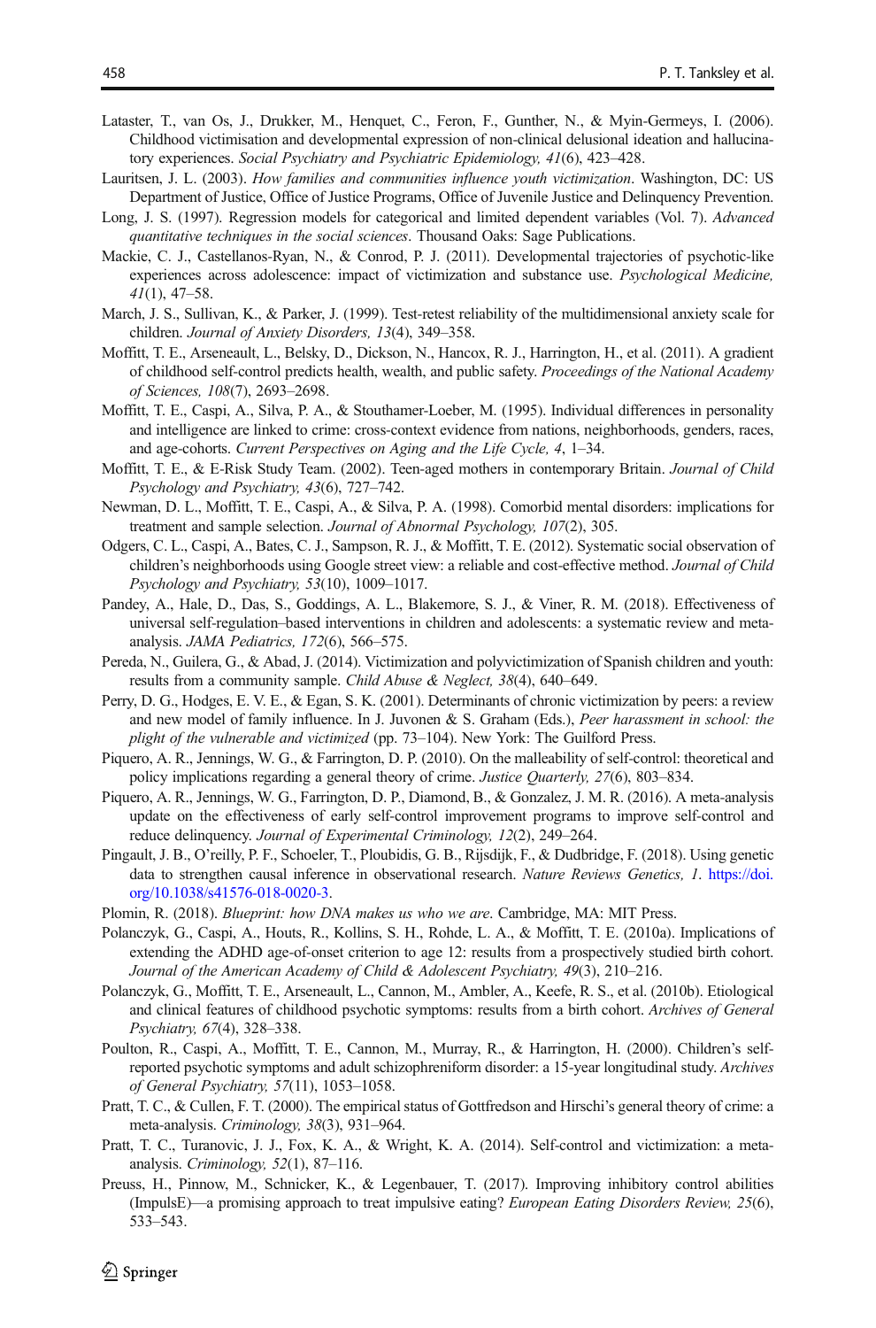Lataster, T., van Os, J., Drukker, M., Henquet, C., Feron, F., Gunther, N., & Myin-Germeys, I. (2006). Childhood victimisation and developmental expression of non-clinical delusional ideation and hallucinatory experiences. *Social Psychiatry and Psychiatric Epidemiology, 41*(6), 423–428.

Lauritsen, J. L. (2003). *How families and communities influence youth victimization*. Washington, DC: US Department of Justice, Office of Justice Programs, Office of Juvenile Justice and Delinquency Prevention.

Long, J. S. (1997). Regression models for categorical and limited dependent variables (Vol. 7). *Advanced quantitative techniques in the social sciences*. Thousand Oaks: Sage Publications.

Mackie, C. J., Castellanos-Ryan, N., & Conrod, P. J. (2011). Developmental trajectories of psychotic-like experiences across adolescence: impact of victimization and substance use. *Psychological Medicine, 41*(1), 47–58.

March, J. S., Sullivan, K., & Parker, J. (1999). Test-retest reliability of the multidimensional anxiety scale for children. *Journal of Anxiety Disorders, 13*(4), 349–358.

Moffitt, T. E., Arseneault, L., Belsky, D., Dickson, N., Hancox, R. J., Harrington, H., et al. (2011). A gradient of childhood self-control predicts health, wealth, and public safety. *Proceedings of the National Academy of Sciences, 108*(7), 2693–2698.

Moffitt, T. E., Caspi, A., Silva, P. A., & Stouthamer-Loeber, M. (1995). Individual differences in personality and intelligence are linked to crime: cross-context evidence from nations, neighborhoods, genders, races, and age-cohorts. *Current Perspectives on Aging and the Life Cycle, 4*, 1–34.

Moffitt, T. E., & E-Risk Study Team. (2002). Teen-aged mothers in contemporary Britain. *Journal of Child Psychology and Psychiatry, 43*(6), 727–742.

Newman, D. L., Moffitt, T. E., Caspi, A., & Silva, P. A. (1998). Comorbid mental disorders: implications for treatment and sample selection. *Journal of Abnormal Psychology, 107*(2), 305.

Odgers, C. L., Caspi, A., Bates, C. J., Sampson, R. J., & Moffitt, T. E. (2012). Systematic social observation of children's neighborhoods using Google street view: a reliable and cost-effective method. *Journal of Child Psychology and Psychiatry, 53*(10), 1009–1017.

Pandey, A., Hale, D., Das, S., Goddings, A. L., Blakemore, S. J., & Viner, R. M. (2018). Effectiveness of universal self-regulation–based interventions in children and adolescents: a systematic review and meta-analysis. *JAMA Pediatrics, 172*(6), 566–575.

Pereda, N., Guilera, G., & Abad, J. (2014). Victimization and polyvictimization of Spanish children and youth: results from a community sample. *Child Abuse & Neglect, 38*(4), 640–649.

Perry, D. G., Hodges, E. V. E., & Egan, S. K. (2001). Determinants of chronic victimization by peers: a review and new model of family influence. In J. Juvonen & S. Graham (Eds.), *Peer harassment in school: the plight of the vulnerable and victimized* (pp. 73–104). New York: The Guilford Press.

Piquero, A. R., Jennings, W. G., & Farrington, D. P. (2010). On the malleability of self-control: theoretical and policy implications regarding a general theory of crime. *Justice Quarterly, 27*(6), 803–834.

Piquero, A. R., Jennings, W. G., Farrington, D. P., Diamond, B., & Gonzalez, J. M. R. (2016). A meta-analysis update on the effectiveness of early self-control improvement programs to improve self-control and reduce delinquency. *Journal of Experimental Criminology, 12*(2), 249–264.

Pingault, J. B., O'reilly, P. F., Schoeler, T., Ploubidis, G. B., Rijsdijk, F., & Dudbridge, F. (2018). Using genetic data to strengthen causal inference in observational research. *Nature Reviews Genetics, 1*. https://doi.org/10.1038/s41576-018-0020-3.

Plomin, R. (2018). *Blueprint: how DNA makes us who we are*. Cambridge, MA: MIT Press.

Polanczyk, G., Caspi, A., Houts, R., Kollins, S. H., Rohde, L. A., & Moffitt, T. E. (2010a). Implications of extending the ADHD age-of-onset criterion to age 12: results from a prospectively studied birth cohort. *Journal of the American Academy of Child & Adolescent Psychiatry, 49*(3), 210–216.

Polanczyk, G., Moffitt, T. E., Arseneault, L., Cannon, M., Ambler, A., Keefe, R. S., et al. (2010b). Etiological and clinical features of childhood psychotic symptoms: results from a birth cohort. *Archives of General Psychiatry, 67*(4), 328–338.

Poulton, R., Caspi, A., Moffitt, T. E., Cannon, M., Murray, R., & Harrington, H. (2000). Children's self-reported psychotic symptoms and adult schizophreniform disorder: a 15-year longitudinal study. *Archives of General Psychiatry, 57*(11), 1053–1058.

Pratt, T. C., & Cullen, F. T. (2000). The empirical status of Gottfredson and Hirschi's general theory of crime: a meta-analysis. *Criminology, 38*(3), 931–964.

Pratt, T. C., Turanovic, J. J., Fox, K. A., & Wright, K. A. (2014). Self-control and victimization: a meta-analysis. *Criminology, 52*(1), 87–116.

Preuss, H., Pinnow, M., Schnicker, K., & Legenbauer, T. (2017). Improving inhibitory control abilities (ImpulsE)—a promising approach to treat impulsive eating? *European Eating Disorders Review, 25*(6), 533–543.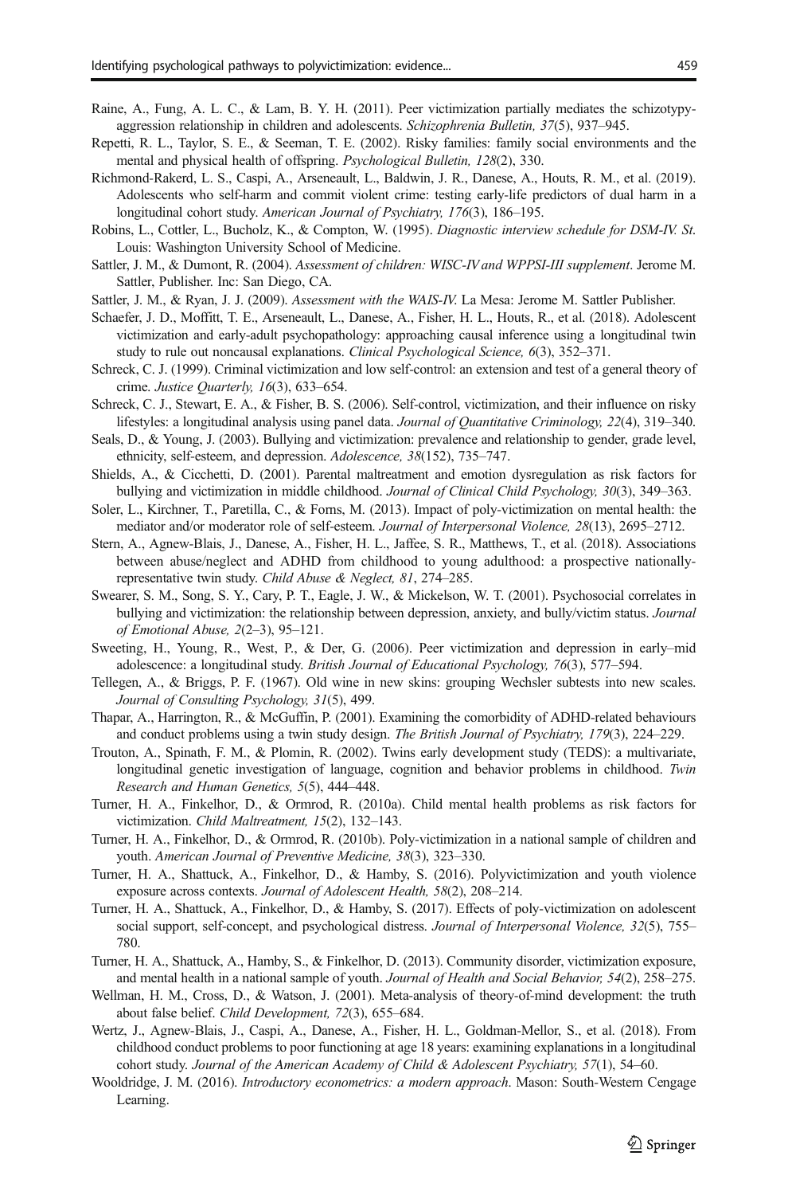Raine, A., Fung, A. L. C., & Lam, B. Y. H. (2011). Peer victimization partially mediates the schizotypy-aggression relationship in children and adolescents. *Schizophrenia Bulletin, 37*(5), 937–945.

Repetti, R. L., Taylor, S. E., & Seeman, T. E. (2002). Risky families: family social environments and the mental and physical health of offspring. *Psychological Bulletin, 128*(2), 330.

Richmond-Rakerd, L. S., Caspi, A., Arseneault, L., Baldwin, J. R., Danese, A., Houts, R. M., et al. (2019). Adolescents who self-harm and commit violent crime: testing early-life predictors of dual harm in a longitudinal cohort study. *American Journal of Psychiatry, 176*(3), 186–195.

Robins, L., Cottler, L., Bucholz, K., & Compton, W. (1995). *Diagnostic interview schedule for DSM-IV. St.* Louis: Washington University School of Medicine.

Sattler, J. M., & Dumont, R. (2004). *Assessment of children: WISC-IV and WPPSI-III supplement*. Jerome M. Sattler, Publisher. Inc: San Diego, CA.

Sattler, J. M., & Ryan, J. J. (2009). *Assessment with the WAIS-IV.* La Mesa: Jerome M. Sattler Publisher.

Schaefer, J. D., Moffitt, T. E., Arseneault, L., Danese, A., Fisher, H. L., Houts, R., et al. (2018). Adolescent victimization and early-adult psychopathology: approaching causal inference using a longitudinal twin study to rule out noncausal explanations. *Clinical Psychological Science, 6*(3), 352–371.

Schreck, C. J. (1999). Criminal victimization and low self-control: an extension and test of a general theory of crime. *Justice Quarterly, 16*(3), 633–654.

Schreck, C. J., Stewart, E. A., & Fisher, B. S. (2006). Self-control, victimization, and their influence on risky lifestyles: a longitudinal analysis using panel data. *Journal of Quantitative Criminology, 22*(4), 319–340.

Seals, D., & Young, J. (2003). Bullying and victimization: prevalence and relationship to gender, grade level, ethnicity, self-esteem, and depression. *Adolescence, 38*(152), 735–747.

Shields, A., & Cicchetti, D. (2001). Parental maltreatment and emotion dysregulation as risk factors for bullying and victimization in middle childhood. *Journal of Clinical Child Psychology, 30*(3), 349–363.

Soler, L., Kirchner, T., Paretilla, C., & Forns, M. (2013). Impact of poly-victimization on mental health: the mediator and/or moderator role of self-esteem. *Journal of Interpersonal Violence, 28*(13), 2695–2712.

Stern, A., Agnew-Blais, J., Danese, A., Fisher, H. L., Jaffee, S. R., Matthews, T., et al. (2018). Associations between abuse/neglect and ADHD from childhood to young adulthood: a prospective nationally-representative twin study. *Child Abuse & Neglect, 81*, 274–285.

Swearer, S. M., Song, S. Y., Cary, P. T., Eagle, J. W., & Mickelson, W. T. (2001). Psychosocial correlates in bullying and victimization: the relationship between depression, anxiety, and bully/victim status. *Journal of Emotional Abuse, 2*(2–3), 95–121.

Sweeting, H., Young, R., West, P., & Der, G. (2006). Peer victimization and depression in early–mid adolescence: a longitudinal study. *British Journal of Educational Psychology, 76*(3), 577–594.

Tellegen, A., & Briggs, P. F. (1967). Old wine in new skins: grouping Wechsler subtests into new scales. *Journal of Consulting Psychology, 31*(5), 499.

Thapar, A., Harrington, R., & McGuffin, P. (2001). Examining the comorbidity of ADHD-related behaviours and conduct problems using a twin study design. *The British Journal of Psychiatry, 179*(3), 224–229.

Trouton, A., Spinath, F. M., & Plomin, R. (2002). Twins early development study (TEDS): a multivariate, longitudinal genetic investigation of language, cognition and behavior problems in childhood. *Twin Research and Human Genetics, 5*(5), 444–448.

Turner, H. A., Finkelhor, D., & Ormrod, R. (2010a). Child mental health problems as risk factors for victimization. *Child Maltreatment, 15*(2), 132–143.

Turner, H. A., Finkelhor, D., & Ormrod, R. (2010b). Poly-victimization in a national sample of children and youth. *American Journal of Preventive Medicine, 38*(3), 323–330.

Turner, H. A., Shattuck, A., Finkelhor, D., & Hamby, S. (2016). Polyvictimization and youth violence exposure across contexts. *Journal of Adolescent Health, 58*(2), 208–214.

Turner, H. A., Shattuck, A., Finkelhor, D., & Hamby, S. (2017). Effects of poly-victimization on adolescent social support, self-concept, and psychological distress. *Journal of Interpersonal Violence, 32*(5), 755–780.

Turner, H. A., Shattuck, A., Hamby, S., & Finkelhor, D. (2013). Community disorder, victimization exposure, and mental health in a national sample of youth. *Journal of Health and Social Behavior, 54*(2), 258–275.

Wellman, H. M., Cross, D., & Watson, J. (2001). Meta-analysis of theory-of-mind development: the truth about false belief. *Child Development, 72*(3), 655–684.

Wertz, J., Agnew-Blais, J., Caspi, A., Danese, A., Fisher, H. L., Goldman-Mellor, S., et al. (2018). From childhood conduct problems to poor functioning at age 18 years: examining explanations in a longitudinal cohort study. *Journal of the American Academy of Child & Adolescent Psychiatry, 57*(1), 54–60.

Wooldridge, J. M. (2016). *Introductory econometrics: a modern approach*. Mason: South-Western Cengage Learning.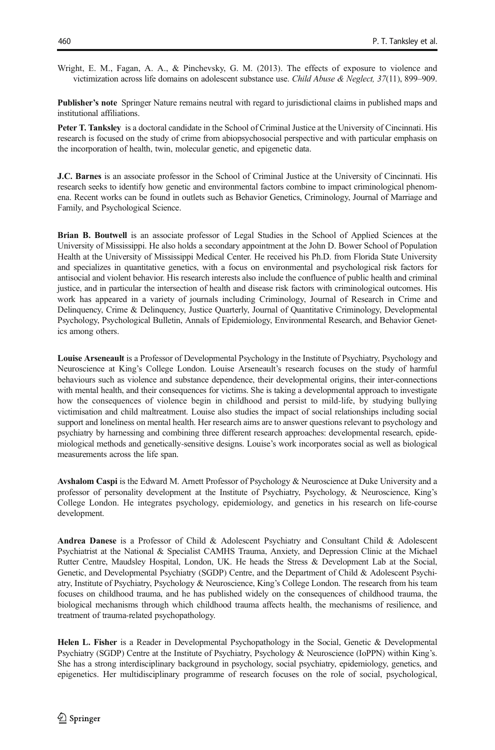Wright, E. M., Fagan, A. A., & Pinchevsky, G. M. (2013). The effects of exposure to violence and victimization across life domains on adolescent substance use. *Child Abuse & Neglect, 37*(11), 899–909.

**Publisher's note** Springer Nature remains neutral with regard to jurisdictional claims in published maps and institutional affiliations.

**Peter T. Tanksley** is a doctoral candidate in the School of Criminal Justice at the University of Cincinnati. His research is focused on the study of crime from abiopsychosocial perspective and with particular emphasis on the incorporation of health, twin, molecular genetic, and epigenetic data.

**J.C. Barnes** is an associate professor in the School of Criminal Justice at the University of Cincinnati. His research seeks to identify how genetic and environmental factors combine to impact criminological phenomena. Recent works can be found in outlets such as Behavior Genetics, Criminology, Journal of Marriage and Family, and Psychological Science.

**Brian B. Boutwell** is an associate professor of Legal Studies in the School of Applied Sciences at the University of Mississippi. He also holds a secondary appointment at the John D. Bower School of Population Health at the University of Mississippi Medical Center. He received his Ph.D. from Florida State University and specializes in quantitative genetics, with a focus on environmental and psychological risk factors for antisocial and violent behavior. His research interests also include the confluence of public health and criminal justice, and in particular the intersection of health and disease risk factors with criminological outcomes. His work has appeared in a variety of journals including Criminology, Journal of Research in Crime and Delinquency, Crime & Delinquency, Justice Quarterly, Journal of Quantitative Criminology, Developmental Psychology, Psychological Bulletin, Annals of Epidemiology, Environmental Research, and Behavior Genetics among others.

**Louise Arseneault** is a Professor of Developmental Psychology in the Institute of Psychiatry, Psychology and Neuroscience at King's College London. Louise Arseneault's research focuses on the study of harmful behaviours such as violence and substance dependence, their developmental origins, their inter-connections with mental health, and their consequences for victims. She is taking a developmental approach to investigate how the consequences of violence begin in childhood and persist to mild-life, by studying bullying victimisation and child maltreatment. Louise also studies the impact of social relationships including social support and loneliness on mental health. Her research aims are to answer questions relevant to psychology and psychiatry by harnessing and combining three different research approaches: developmental research, epidemiological methods and genetically-sensitive designs. Louise's work incorporates social as well as biological measurements across the life span.

**Avshalom Caspi** is the Edward M. Arnett Professor of Psychology & Neuroscience at Duke University and a professor of personality development at the Institute of Psychiatry, Psychology, & Neuroscience, King's College London. He integrates psychology, epidemiology, and genetics in his research on life-course development.

**Andrea Danese** is a Professor of Child & Adolescent Psychiatry and Consultant Child & Adolescent Psychiatrist at the National & Specialist CAMHS Trauma, Anxiety, and Depression Clinic at the Michael Rutter Centre, Maudsley Hospital, London, UK. He heads the Stress & Development Lab at the Social, Genetic, and Developmental Psychiatry (SGDP) Centre, and the Department of Child & Adolescent Psychiatry, Institute of Psychiatry, Psychology & Neuroscience, King's College London. The research from his team focuses on childhood trauma, and he has published widely on the consequences of childhood trauma, the biological mechanisms through which childhood trauma affects health, the mechanisms of resilience, and treatment of trauma-related psychopathology.

**Helen L. Fisher** is a Reader in Developmental Psychopathology in the Social, Genetic & Developmental Psychiatry (SGDP) Centre at the Institute of Psychiatry, Psychology & Neuroscience (IoPPN) within King's. She has a strong interdisciplinary background in psychology, social psychiatry, epidemiology, genetics, and epigenetics. Her multidisciplinary programme of research focuses on the role of social, psychological,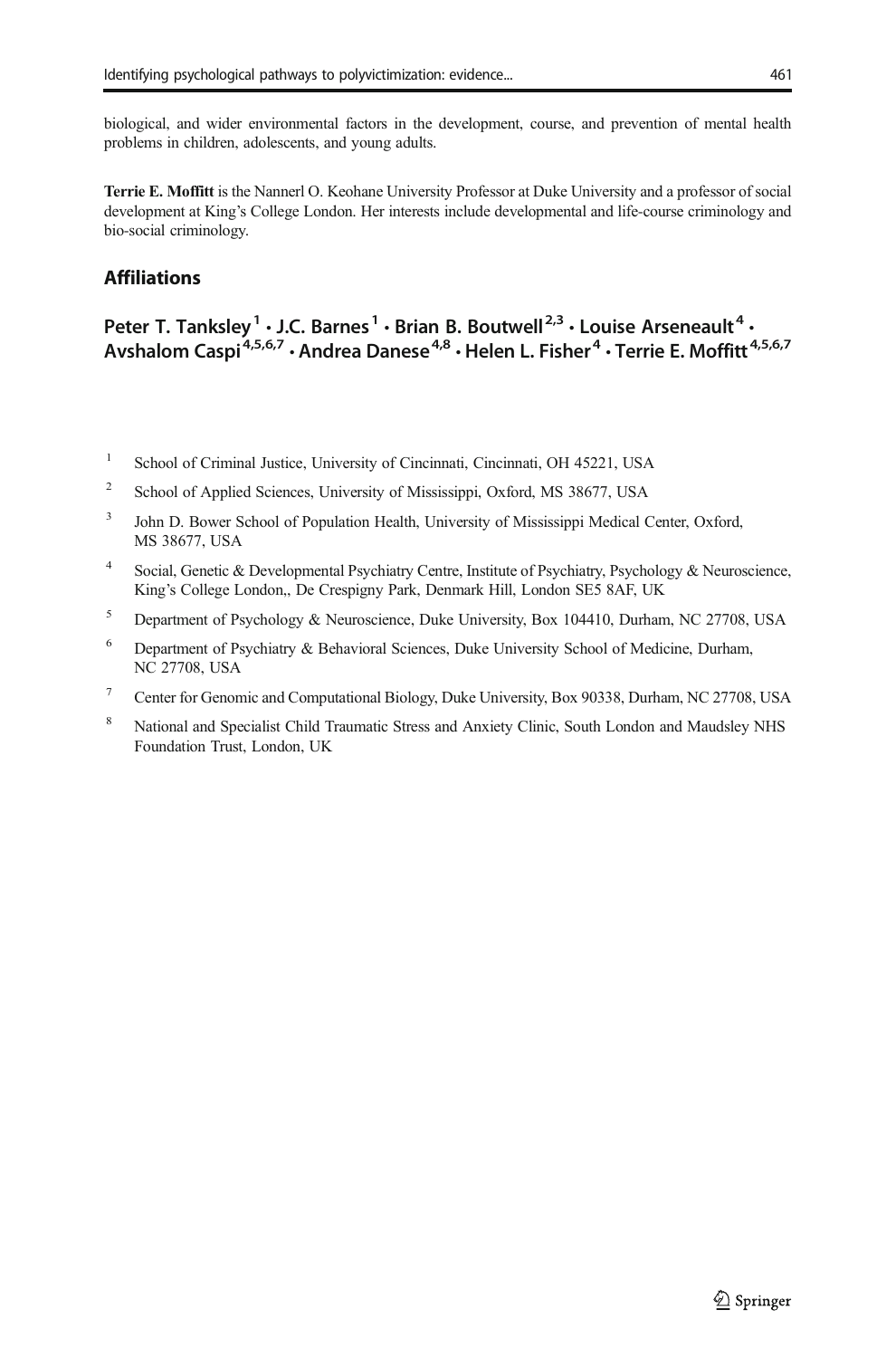biological, and wider environmental factors in the development, course, and prevention of mental health problems in children, adolescents, and young adults.

**Terrie E. Moffitt** is the Nannerl O. Keohane University Professor at Duke University and a professor of social development at King's College London. Her interests include developmental and life-course criminology and bio-social criminology.

## Affiliations

**Peter T. Tanksley[1] · J.C. Barnes[1] · Brian B. Boutwell[2,3] · Louise Arseneault[4] · Avshalom Caspi[4,5,6,7] · Andrea Danese[4,8] · Helen L. Fisher[4] · Terrie E. Moffitt[4,5,6,7]**

[1] School of Criminal Justice, University of Cincinnati, Cincinnati, OH 45221, USA

[2] School of Applied Sciences, University of Mississippi, Oxford, MS 38677, USA

[3] John D. Bower School of Population Health, University of Mississippi Medical Center, Oxford, MS 38677, USA

[4] Social, Genetic & Developmental Psychiatry Centre, Institute of Psychiatry, Psychology & Neuroscience, King's College London,, De Crespigny Park, Denmark Hill, London SE5 8AF, UK

[5] Department of Psychology & Neuroscience, Duke University, Box 104410, Durham, NC 27708, USA

[6] Department of Psychiatry & Behavioral Sciences, Duke University School of Medicine, Durham, NC 27708, USA

[7] Center for Genomic and Computational Biology, Duke University, Box 90338, Durham, NC 27708, USA

[8] National and Specialist Child Traumatic Stress and Anxiety Clinic, South London and Maudsley NHS Foundation Trust, London, UK